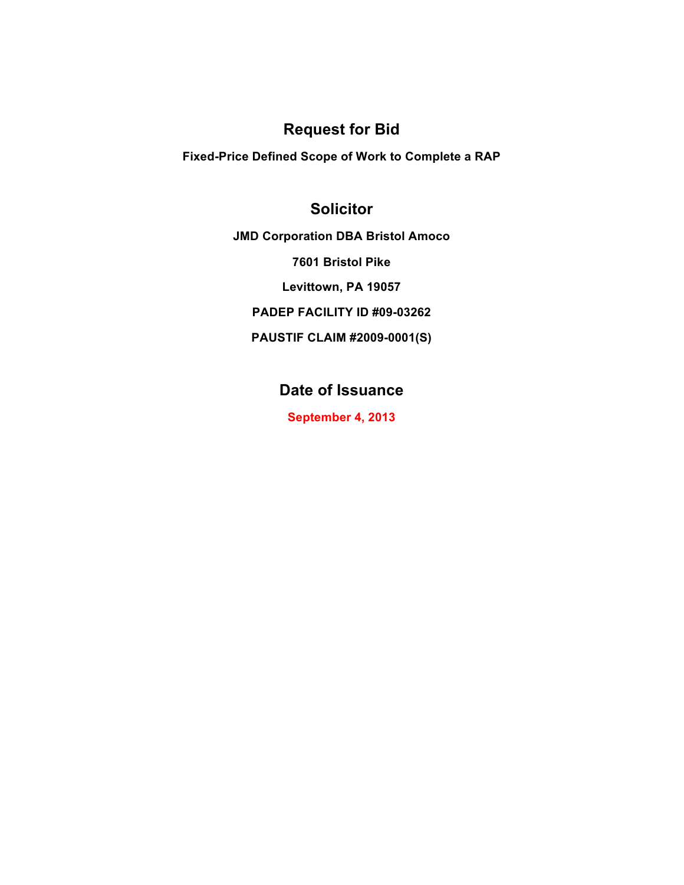# Request for Bid

**Fixed-Price Defined Scope of Work to Complete a RAP**

## Solicitor

**JMD Corporation DBA Bristol Amoco**

**7601 Bristol Pike**

**Levittown, PA 19057**

**PADEP FACILITY ID #09-03262**

**PAUSTIF CLAIM #2009-0001(S)**

## Date of Issuance

**September 4, 2013**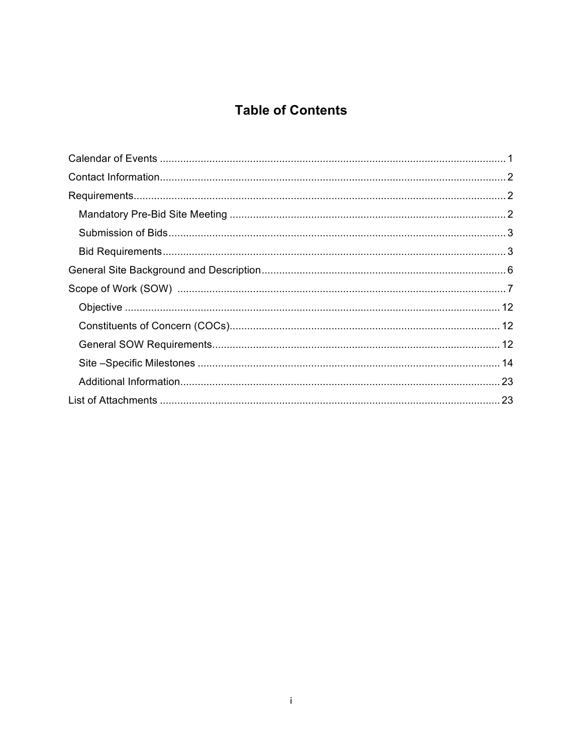# Table of Contents

- Calendar of Events ........................................................................................................ 1
- Contact Information ........................................................................................................ 2
- Requirements ........................................................................................................ 2
  - Mandatory Pre-Bid Site Meeting ........................................................................................................ 2
  - Submission of Bids ........................................................................................................ 3
  - Bid Requirements ........................................................................................................ 3
- General Site Background and Description ........................................................................................................ 6
- Scope of Work (SOW) ........................................................................................................ 7
  - Objective ........................................................................................................ 12
  - Constituents of Concern (COCs) ........................................................................................................ 12
  - General SOW Requirements ........................................................................................................ 12
  - Site –Specific Milestones ........................................................................................................ 14
  - Additional Information ........................................................................................................ 23
- List of Attachments ........................................................................................................ 23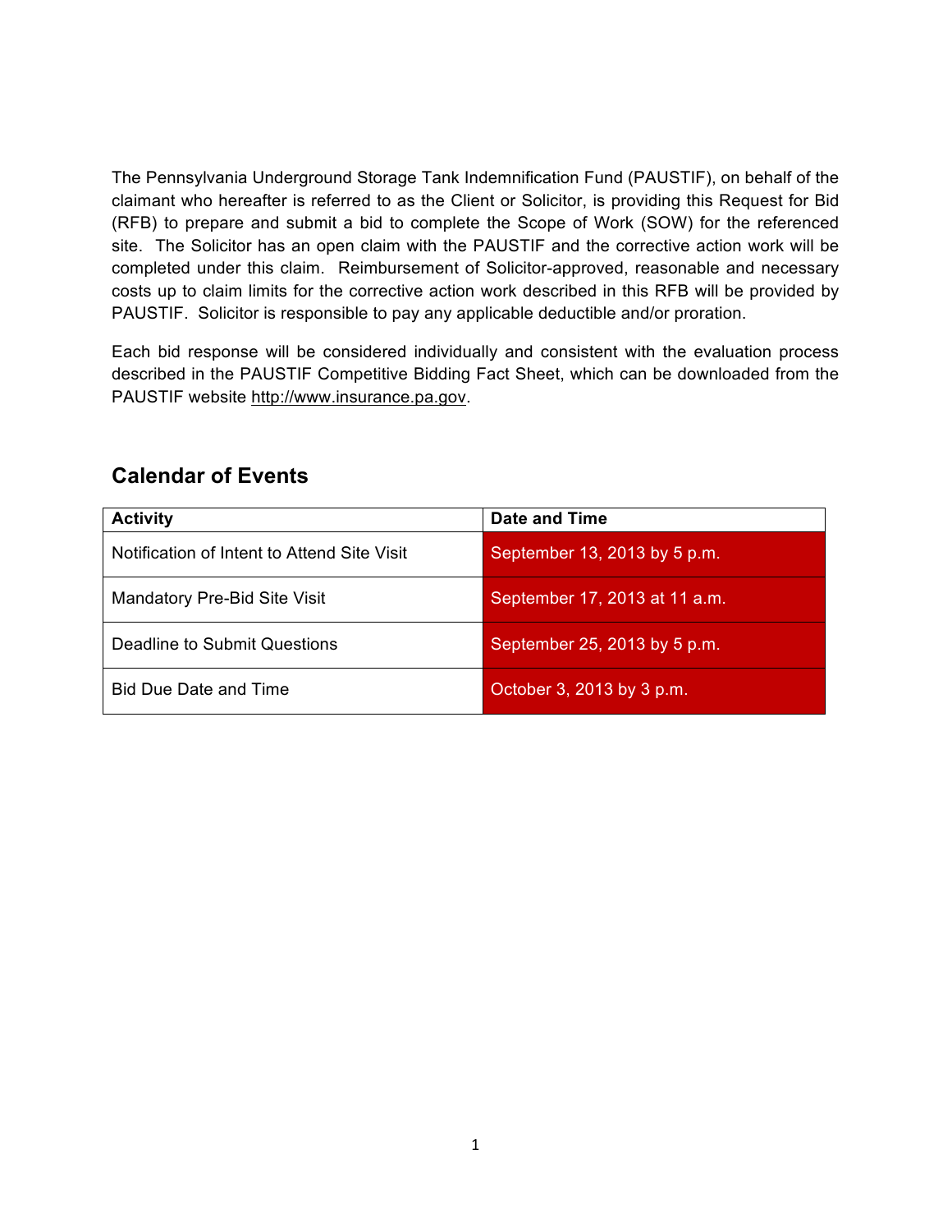The Pennsylvania Underground Storage Tank Indemnification Fund (PAUSTIF), on behalf of the claimant who hereafter is referred to as the Client or Solicitor, is providing this Request for Bid (RFB) to prepare and submit a bid to complete the Scope of Work (SOW) for the referenced site. The Solicitor has an open claim with the PAUSTIF and the corrective action work will be completed under this claim. Reimbursement of Solicitor-approved, reasonable and necessary costs up to claim limits for the corrective action work described in this RFB will be provided by PAUSTIF. Solicitor is responsible to pay any applicable deductible and/or proration.

Each bid response will be considered individually and consistent with the evaluation process described in the PAUSTIF Competitive Bidding Fact Sheet, which can be downloaded from the PAUSTIF website http://www.insurance.pa.gov.

## Calendar of Events

| Activity | Date and Time |
|---|---|
| Notification of Intent to Attend Site Visit | September 13, 2013 by 5 p.m. |
| Mandatory Pre-Bid Site Visit | September 17, 2013 at 11 a.m. |
| Deadline to Submit Questions | September 25, 2013 by 5 p.m. |
| Bid Due Date and Time | October 3, 2013 by 3 p.m. |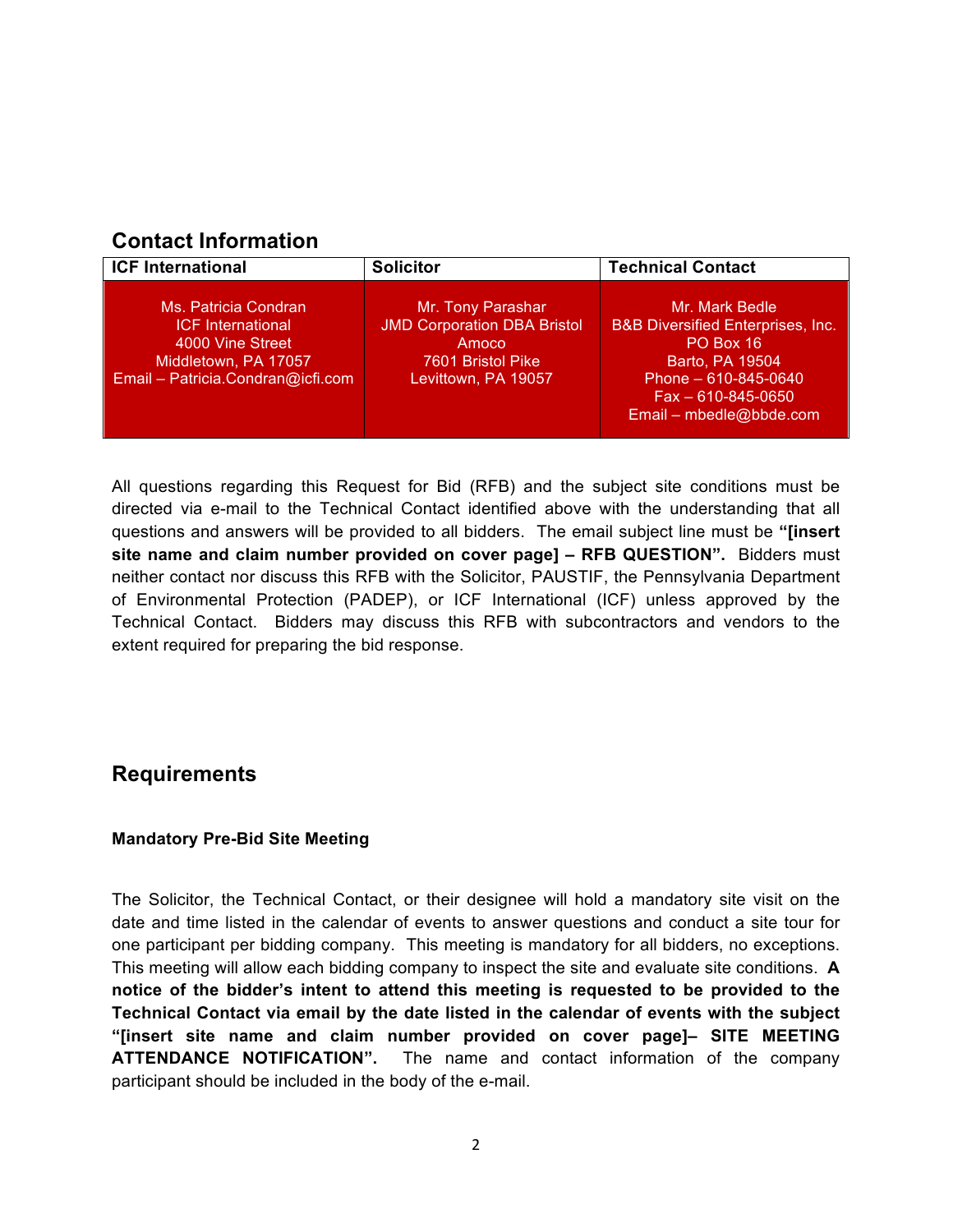## Contact Information

| ICF International | Solicitor | Technical Contact |
| --- | --- | --- |
| Ms. Patricia Condran<br>ICF International<br>4000 Vine Street<br>Middletown, PA 17057<br>Email – Patricia.Condran@icfi.com | Mr. Tony Parashar<br>JMD Corporation DBA Bristol Amoco<br>7601 Bristol Pike<br>Levittown, PA 19057 | Mr. Mark Bedle<br>B&B Diversified Enterprises, Inc.<br>PO Box 16<br>Barto, PA 19504<br>Phone – 610-845-0640<br>Fax – 610-845-0650<br>Email – mbedle@bbde.com |

All questions regarding this Request for Bid (RFB) and the subject site conditions must be directed via e-mail to the Technical Contact identified above with the understanding that all questions and answers will be provided to all bidders. The email subject line must be **"[insert site name and claim number provided on cover page] – RFB QUESTION".** Bidders must neither contact nor discuss this RFB with the Solicitor, PAUSTIF, the Pennsylvania Department of Environmental Protection (PADEP), or ICF International (ICF) unless approved by the Technical Contact. Bidders may discuss this RFB with subcontractors and vendors to the extent required for preparing the bid response.

## Requirements

### Mandatory Pre-Bid Site Meeting

The Solicitor, the Technical Contact, or their designee will hold a mandatory site visit on the date and time listed in the calendar of events to answer questions and conduct a site tour for one participant per bidding company. This meeting is mandatory for all bidders, no exceptions. This meeting will allow each bidding company to inspect the site and evaluate site conditions. **A notice of the bidder's intent to attend this meeting is requested to be provided to the Technical Contact via email by the date listed in the calendar of events with the subject "[insert site name and claim number provided on cover page]– SITE MEETING ATTENDANCE NOTIFICATION".** The name and contact information of the company participant should be included in the body of the e-mail.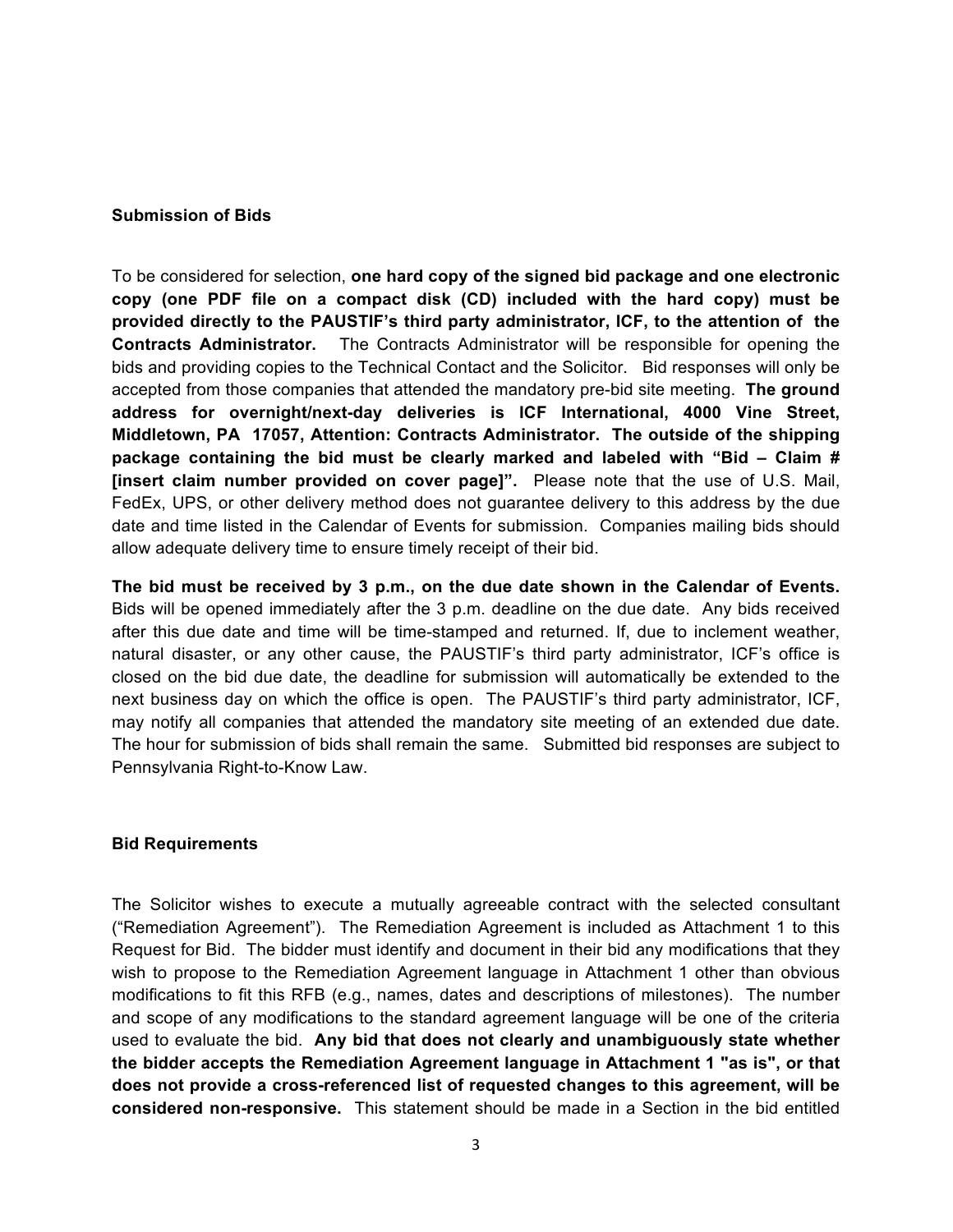**Submission of Bids**

To be considered for selection, **one hard copy of the signed bid package and one electronic copy (one PDF file on a compact disk (CD) included with the hard copy) must be provided directly to the PAUSTIF's third party administrator, ICF, to the attention of the Contracts Administrator.** The Contracts Administrator will be responsible for opening the bids and providing copies to the Technical Contact and the Solicitor. Bid responses will only be accepted from those companies that attended the mandatory pre-bid site meeting. **The ground address for overnight/next-day deliveries is ICF International, 4000 Vine Street, Middletown, PA 17057, Attention: Contracts Administrator. The outside of the shipping package containing the bid must be clearly marked and labeled with "Bid – Claim # [insert claim number provided on cover page]".** Please note that the use of U.S. Mail, FedEx, UPS, or other delivery method does not guarantee delivery to this address by the due date and time listed in the Calendar of Events for submission. Companies mailing bids should allow adequate delivery time to ensure timely receipt of their bid.

**The bid must be received by 3 p.m., on the due date shown in the Calendar of Events.** Bids will be opened immediately after the 3 p.m. deadline on the due date. Any bids received after this due date and time will be time-stamped and returned. If, due to inclement weather, natural disaster, or any other cause, the PAUSTIF's third party administrator, ICF's office is closed on the bid due date, the deadline for submission will automatically be extended to the next business day on which the office is open. The PAUSTIF's third party administrator, ICF, may notify all companies that attended the mandatory site meeting of an extended due date. The hour for submission of bids shall remain the same. Submitted bid responses are subject to Pennsylvania Right-to-Know Law.

**Bid Requirements**

The Solicitor wishes to execute a mutually agreeable contract with the selected consultant ("Remediation Agreement"). The Remediation Agreement is included as Attachment 1 to this Request for Bid. The bidder must identify and document in their bid any modifications that they wish to propose to the Remediation Agreement language in Attachment 1 other than obvious modifications to fit this RFB (e.g., names, dates and descriptions of milestones). The number and scope of any modifications to the standard agreement language will be one of the criteria used to evaluate the bid. **Any bid that does not clearly and unambiguously state whether the bidder accepts the Remediation Agreement language in Attachment 1 "as is", or that does not provide a cross-referenced list of requested changes to this agreement, will be considered non-responsive.** This statement should be made in a Section in the bid entitled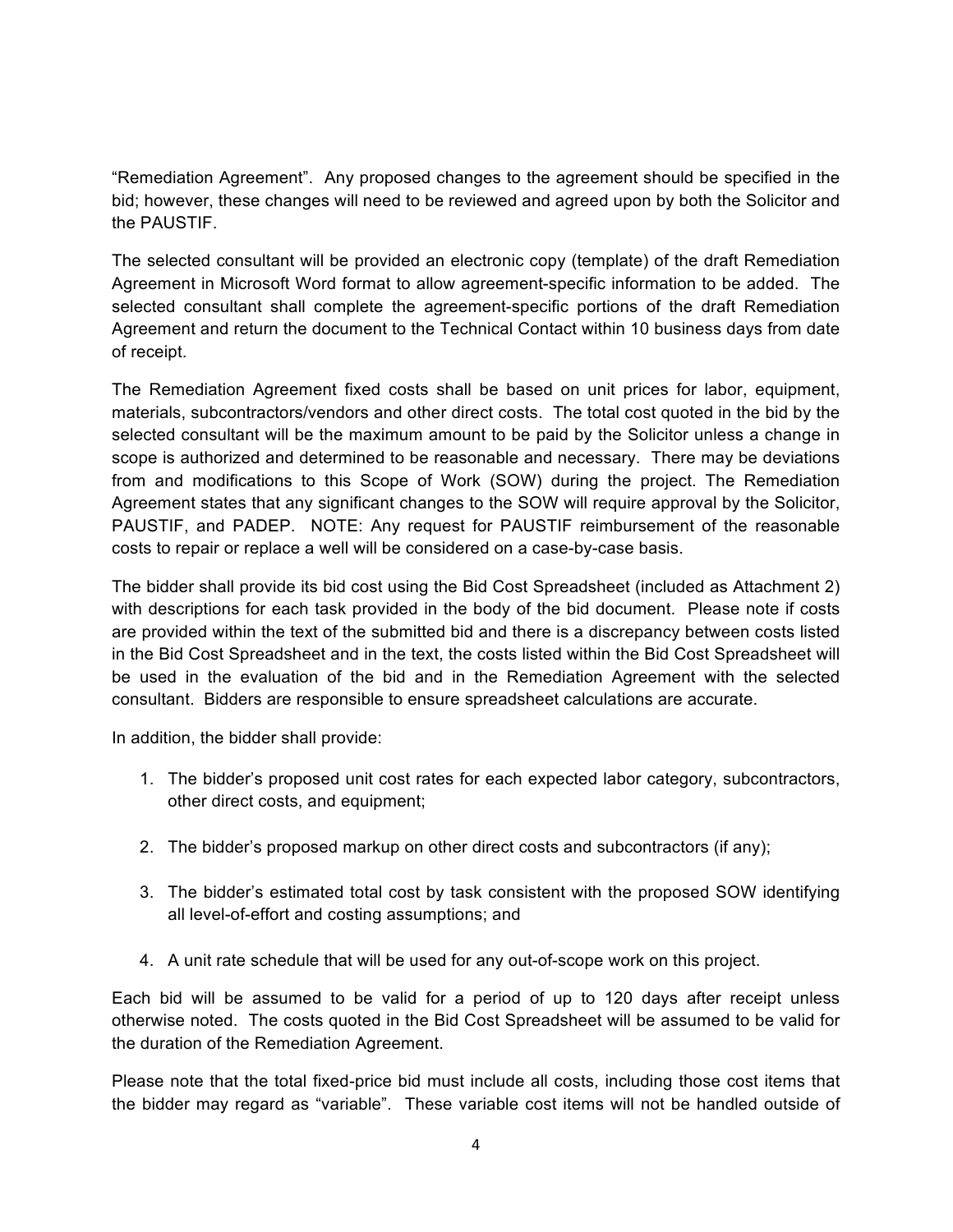"Remediation Agreement". Any proposed changes to the agreement should be specified in the bid; however, these changes will need to be reviewed and agreed upon by both the Solicitor and the PAUSTIF.

The selected consultant will be provided an electronic copy (template) of the draft Remediation Agreement in Microsoft Word format to allow agreement-specific information to be added. The selected consultant shall complete the agreement-specific portions of the draft Remediation Agreement and return the document to the Technical Contact within 10 business days from date of receipt.

The Remediation Agreement fixed costs shall be based on unit prices for labor, equipment, materials, subcontractors/vendors and other direct costs. The total cost quoted in the bid by the selected consultant will be the maximum amount to be paid by the Solicitor unless a change in scope is authorized and determined to be reasonable and necessary. There may be deviations from and modifications to this Scope of Work (SOW) during the project. The Remediation Agreement states that any significant changes to the SOW will require approval by the Solicitor, PAUSTIF, and PADEP. NOTE: Any request for PAUSTIF reimbursement of the reasonable costs to repair or replace a well will be considered on a case-by-case basis.

The bidder shall provide its bid cost using the Bid Cost Spreadsheet (included as Attachment 2) with descriptions for each task provided in the body of the bid document. Please note if costs are provided within the text of the submitted bid and there is a discrepancy between costs listed in the Bid Cost Spreadsheet and in the text, the costs listed within the Bid Cost Spreadsheet will be used in the evaluation of the bid and in the Remediation Agreement with the selected consultant. Bidders are responsible to ensure spreadsheet calculations are accurate.

In addition, the bidder shall provide:

1. The bidder's proposed unit cost rates for each expected labor category, subcontractors, other direct costs, and equipment;

2. The bidder's proposed markup on other direct costs and subcontractors (if any);

3. The bidder's estimated total cost by task consistent with the proposed SOW identifying all level-of-effort and costing assumptions; and

4. A unit rate schedule that will be used for any out-of-scope work on this project.

Each bid will be assumed to be valid for a period of up to 120 days after receipt unless otherwise noted. The costs quoted in the Bid Cost Spreadsheet will be assumed to be valid for the duration of the Remediation Agreement.

Please note that the total fixed-price bid must include all costs, including those cost items that the bidder may regard as "variable". These variable cost items will not be handled outside of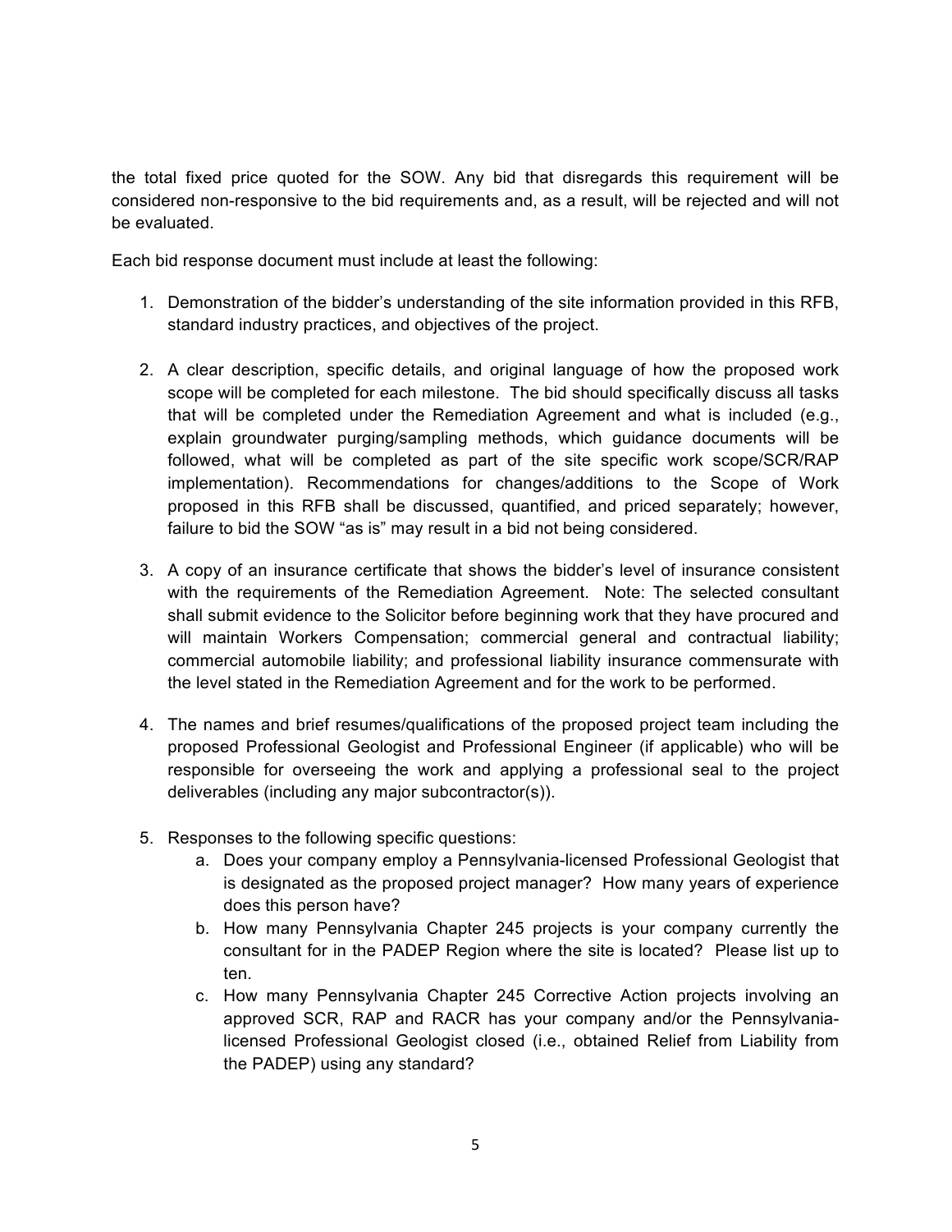the total fixed price quoted for the SOW. Any bid that disregards this requirement will be considered non-responsive to the bid requirements and, as a result, will be rejected and will not be evaluated.

Each bid response document must include at least the following:

1. Demonstration of the bidder's understanding of the site information provided in this RFB, standard industry practices, and objectives of the project.

2. A clear description, specific details, and original language of how the proposed work scope will be completed for each milestone. The bid should specifically discuss all tasks that will be completed under the Remediation Agreement and what is included (e.g., explain groundwater purging/sampling methods, which guidance documents will be followed, what will be completed as part of the site specific work scope/SCR/RAP implementation). Recommendations for changes/additions to the Scope of Work proposed in this RFB shall be discussed, quantified, and priced separately; however, failure to bid the SOW "as is" may result in a bid not being considered.

3. A copy of an insurance certificate that shows the bidder's level of insurance consistent with the requirements of the Remediation Agreement. Note: The selected consultant shall submit evidence to the Solicitor before beginning work that they have procured and will maintain Workers Compensation; commercial general and contractual liability; commercial automobile liability; and professional liability insurance commensurate with the level stated in the Remediation Agreement and for the work to be performed.

4. The names and brief resumes/qualifications of the proposed project team including the proposed Professional Geologist and Professional Engineer (if applicable) who will be responsible for overseeing the work and applying a professional seal to the project deliverables (including any major subcontractor(s)).

5. Responses to the following specific questions:
   a. Does your company employ a Pennsylvania-licensed Professional Geologist that is designated as the proposed project manager? How many years of experience does this person have?
   b. How many Pennsylvania Chapter 245 projects is your company currently the consultant for in the PADEP Region where the site is located? Please list up to ten.
   c. How many Pennsylvania Chapter 245 Corrective Action projects involving an approved SCR, RAP and RACR has your company and/or the Pennsylvania-licensed Professional Geologist closed (i.e., obtained Relief from Liability from the PADEP) using any standard?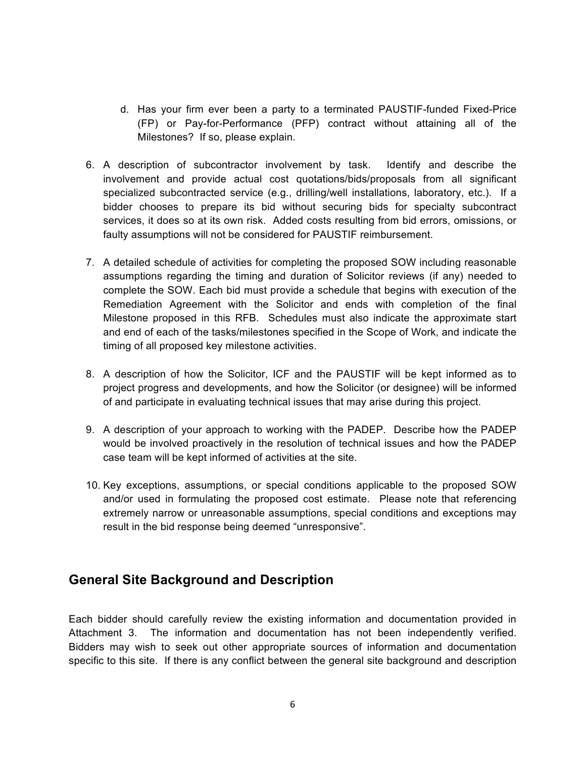d. Has your firm ever been a party to a terminated PAUSTIF-funded Fixed-Price (FP) or Pay-for-Performance (PFP) contract without attaining all of the Milestones? If so, please explain.

6. A description of subcontractor involvement by task. Identify and describe the involvement and provide actual cost quotations/bids/proposals from all significant specialized subcontracted service (e.g., drilling/well installations, laboratory, etc.). If a bidder chooses to prepare its bid without securing bids for specialty subcontract services, it does so at its own risk. Added costs resulting from bid errors, omissions, or faulty assumptions will not be considered for PAUSTIF reimbursement.

7. A detailed schedule of activities for completing the proposed SOW including reasonable assumptions regarding the timing and duration of Solicitor reviews (if any) needed to complete the SOW. Each bid must provide a schedule that begins with execution of the Remediation Agreement with the Solicitor and ends with completion of the final Milestone proposed in this RFB. Schedules must also indicate the approximate start and end of each of the tasks/milestones specified in the Scope of Work, and indicate the timing of all proposed key milestone activities.

8. A description of how the Solicitor, ICF and the PAUSTIF will be kept informed as to project progress and developments, and how the Solicitor (or designee) will be informed of and participate in evaluating technical issues that may arise during this project.

9. A description of your approach to working with the PADEP. Describe how the PADEP would be involved proactively in the resolution of technical issues and how the PADEP case team will be kept informed of activities at the site.

10. Key exceptions, assumptions, or special conditions applicable to the proposed SOW and/or used in formulating the proposed cost estimate. Please note that referencing extremely narrow or unreasonable assumptions, special conditions and exceptions may result in the bid response being deemed "unresponsive".

## General Site Background and Description

Each bidder should carefully review the existing information and documentation provided in Attachment 3. The information and documentation has not been independently verified. Bidders may wish to seek out other appropriate sources of information and documentation specific to this site. If there is any conflict between the general site background and description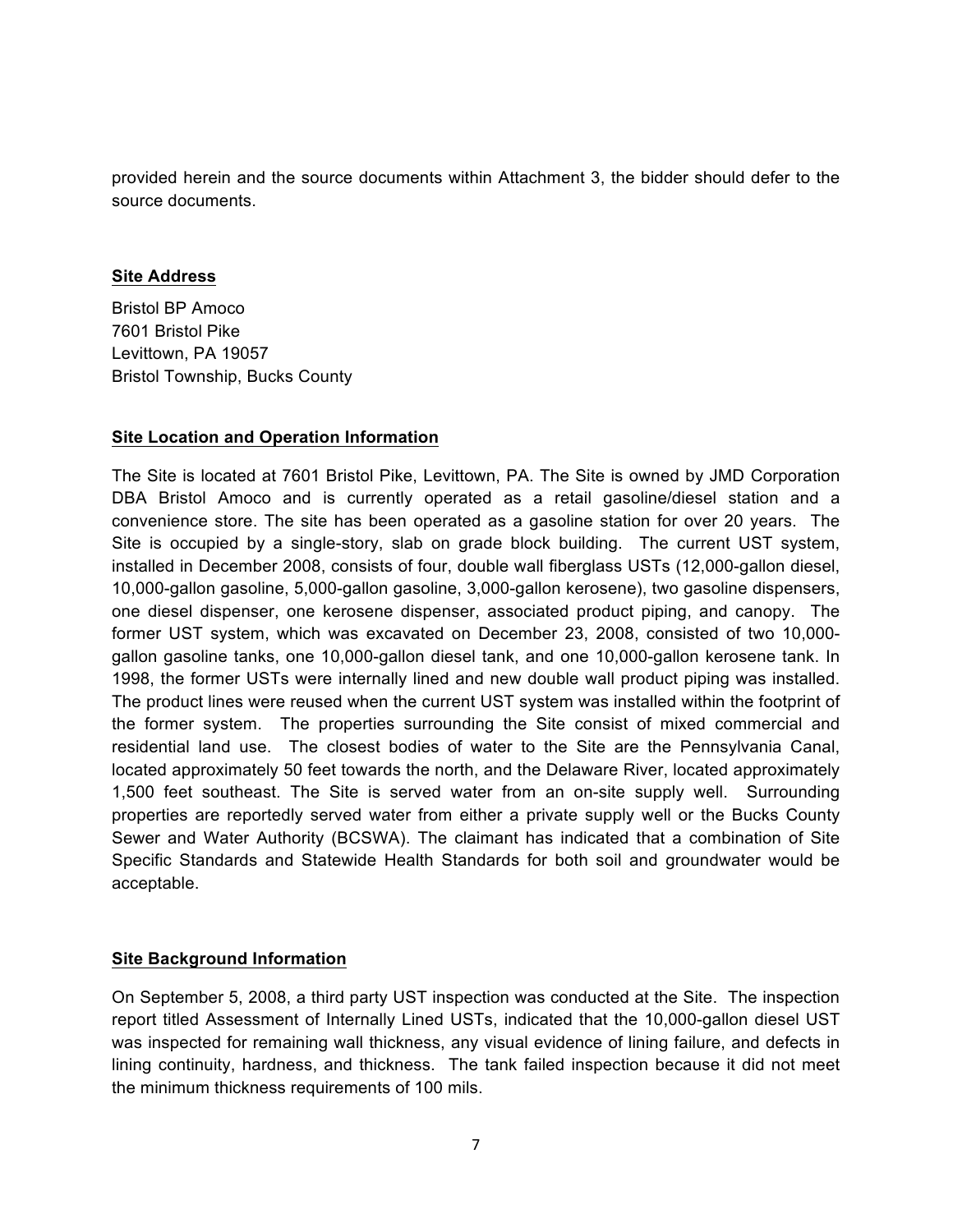provided herein and the source documents within Attachment 3, the bidder should defer to the source documents.

**Site Address**

Bristol BP Amoco
7601 Bristol Pike
Levittown, PA 19057
Bristol Township, Bucks County

**Site Location and Operation Information**

The Site is located at 7601 Bristol Pike, Levittown, PA. The Site is owned by JMD Corporation DBA Bristol Amoco and is currently operated as a retail gasoline/diesel station and a convenience store. The site has been operated as a gasoline station for over 20 years. The Site is occupied by a single-story, slab on grade block building. The current UST system, installed in December 2008, consists of four, double wall fiberglass USTs (12,000-gallon diesel, 10,000-gallon gasoline, 5,000-gallon gasoline, 3,000-gallon kerosene), two gasoline dispensers, one diesel dispenser, one kerosene dispenser, associated product piping, and canopy. The former UST system, which was excavated on December 23, 2008, consisted of two 10,000-gallon gasoline tanks, one 10,000-gallon diesel tank, and one 10,000-gallon kerosene tank. In 1998, the former USTs were internally lined and new double wall product piping was installed. The product lines were reused when the current UST system was installed within the footprint of the former system. The properties surrounding the Site consist of mixed commercial and residential land use. The closest bodies of water to the Site are the Pennsylvania Canal, located approximately 50 feet towards the north, and the Delaware River, located approximately 1,500 feet southeast. The Site is served water from an on-site supply well. Surrounding properties are reportedly served water from either a private supply well or the Bucks County Sewer and Water Authority (BCSWA). The claimant has indicated that a combination of Site Specific Standards and Statewide Health Standards for both soil and groundwater would be acceptable.

**Site Background Information**

On September 5, 2008, a third party UST inspection was conducted at the Site. The inspection report titled Assessment of Internally Lined USTs, indicated that the 10,000-gallon diesel UST was inspected for remaining wall thickness, any visual evidence of lining failure, and defects in lining continuity, hardness, and thickness. The tank failed inspection because it did not meet the minimum thickness requirements of 100 mils.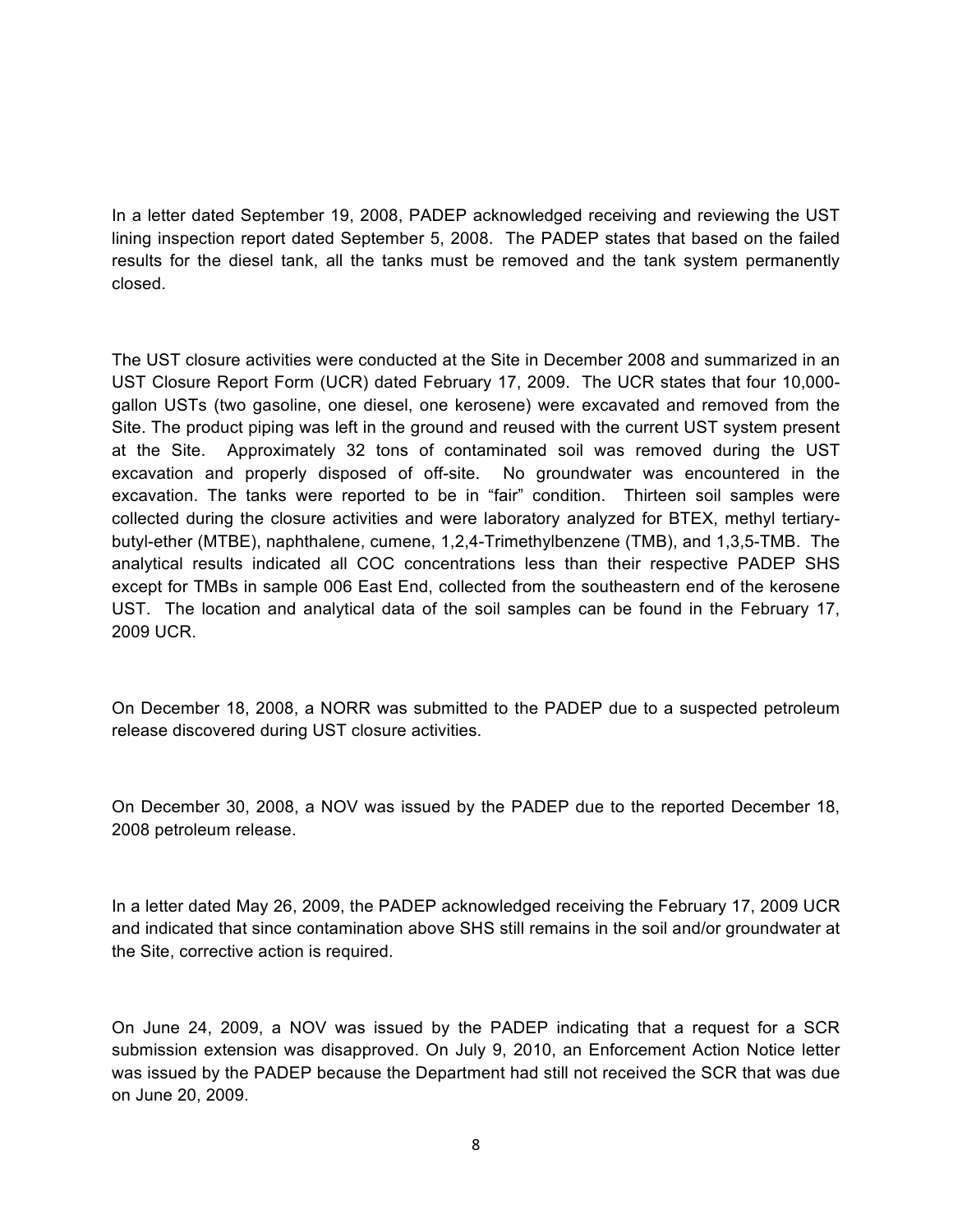In a letter dated September 19, 2008, PADEP acknowledged receiving and reviewing the UST lining inspection report dated September 5, 2008. The PADEP states that based on the failed results for the diesel tank, all the tanks must be removed and the tank system permanently closed.

The UST closure activities were conducted at the Site in December 2008 and summarized in an UST Closure Report Form (UCR) dated February 17, 2009. The UCR states that four 10,000-gallon USTs (two gasoline, one diesel, one kerosene) were excavated and removed from the Site. The product piping was left in the ground and reused with the current UST system present at the Site. Approximately 32 tons of contaminated soil was removed during the UST excavation and properly disposed of off-site. No groundwater was encountered in the excavation. The tanks were reported to be in "fair" condition. Thirteen soil samples were collected during the closure activities and were laboratory analyzed for BTEX, methyl tertiary-butyl-ether (MTBE), naphthalene, cumene, 1,2,4-Trimethylbenzene (TMB), and 1,3,5-TMB. The analytical results indicated all COC concentrations less than their respective PADEP SHS except for TMBs in sample 006 East End, collected from the southeastern end of the kerosene UST. The location and analytical data of the soil samples can be found in the February 17, 2009 UCR.

On December 18, 2008, a NORR was submitted to the PADEP due to a suspected petroleum release discovered during UST closure activities.

On December 30, 2008, a NOV was issued by the PADEP due to the reported December 18, 2008 petroleum release.

In a letter dated May 26, 2009, the PADEP acknowledged receiving the February 17, 2009 UCR and indicated that since contamination above SHS still remains in the soil and/or groundwater at the Site, corrective action is required.

On June 24, 2009, a NOV was issued by the PADEP indicating that a request for a SCR submission extension was disapproved. On July 9, 2010, an Enforcement Action Notice letter was issued by the PADEP because the Department had still not received the SCR that was due on June 20, 2009.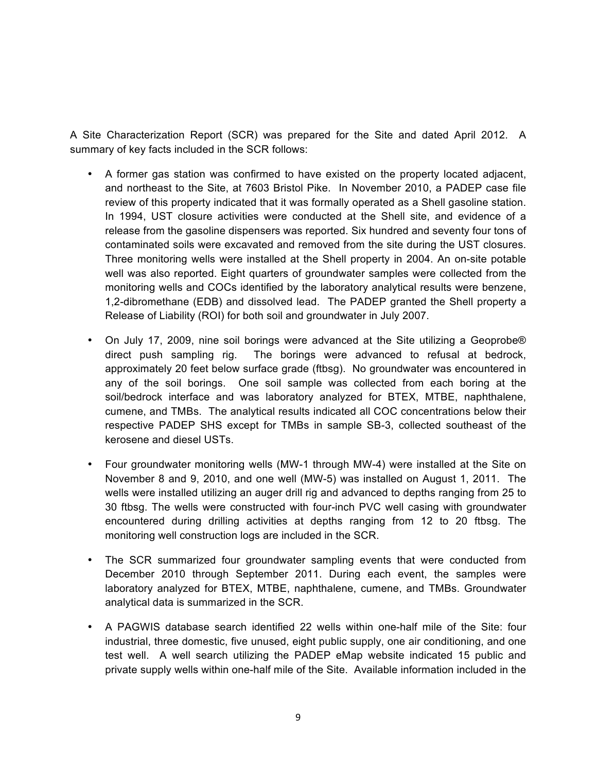A Site Characterization Report (SCR) was prepared for the Site and dated April 2012. A summary of key facts included in the SCR follows:

- A former gas station was confirmed to have existed on the property located adjacent, and northeast to the Site, at 7603 Bristol Pike. In November 2010, a PADEP case file review of this property indicated that it was formally operated as a Shell gasoline station. In 1994, UST closure activities were conducted at the Shell site, and evidence of a release from the gasoline dispensers was reported. Six hundred and seventy four tons of contaminated soils were excavated and removed from the site during the UST closures. Three monitoring wells were installed at the Shell property in 2004. An on-site potable well was also reported. Eight quarters of groundwater samples were collected from the monitoring wells and COCs identified by the laboratory analytical results were benzene, 1,2-dibromethane (EDB) and dissolved lead. The PADEP granted the Shell property a Release of Liability (ROI) for both soil and groundwater in July 2007.
- On July 17, 2009, nine soil borings were advanced at the Site utilizing a Geoprobe® direct push sampling rig. The borings were advanced to refusal at bedrock, approximately 20 feet below surface grade (ftbsg). No groundwater was encountered in any of the soil borings. One soil sample was collected from each boring at the soil/bedrock interface and was laboratory analyzed for BTEX, MTBE, naphthalene, cumene, and TMBs. The analytical results indicated all COC concentrations below their respective PADEP SHS except for TMBs in sample SB-3, collected southeast of the kerosene and diesel USTs.
- Four groundwater monitoring wells (MW-1 through MW-4) were installed at the Site on November 8 and 9, 2010, and one well (MW-5) was installed on August 1, 2011. The wells were installed utilizing an auger drill rig and advanced to depths ranging from 25 to 30 ftbsg. The wells were constructed with four-inch PVC well casing with groundwater encountered during drilling activities at depths ranging from 12 to 20 ftbsg. The monitoring well construction logs are included in the SCR.
- The SCR summarized four groundwater sampling events that were conducted from December 2010 through September 2011. During each event, the samples were laboratory analyzed for BTEX, MTBE, naphthalene, cumene, and TMBs. Groundwater analytical data is summarized in the SCR.
- A PAGWIS database search identified 22 wells within one-half mile of the Site: four industrial, three domestic, five unused, eight public supply, one air conditioning, and one test well. A well search utilizing the PADEP eMap website indicated 15 public and private supply wells within one-half mile of the Site. Available information included in the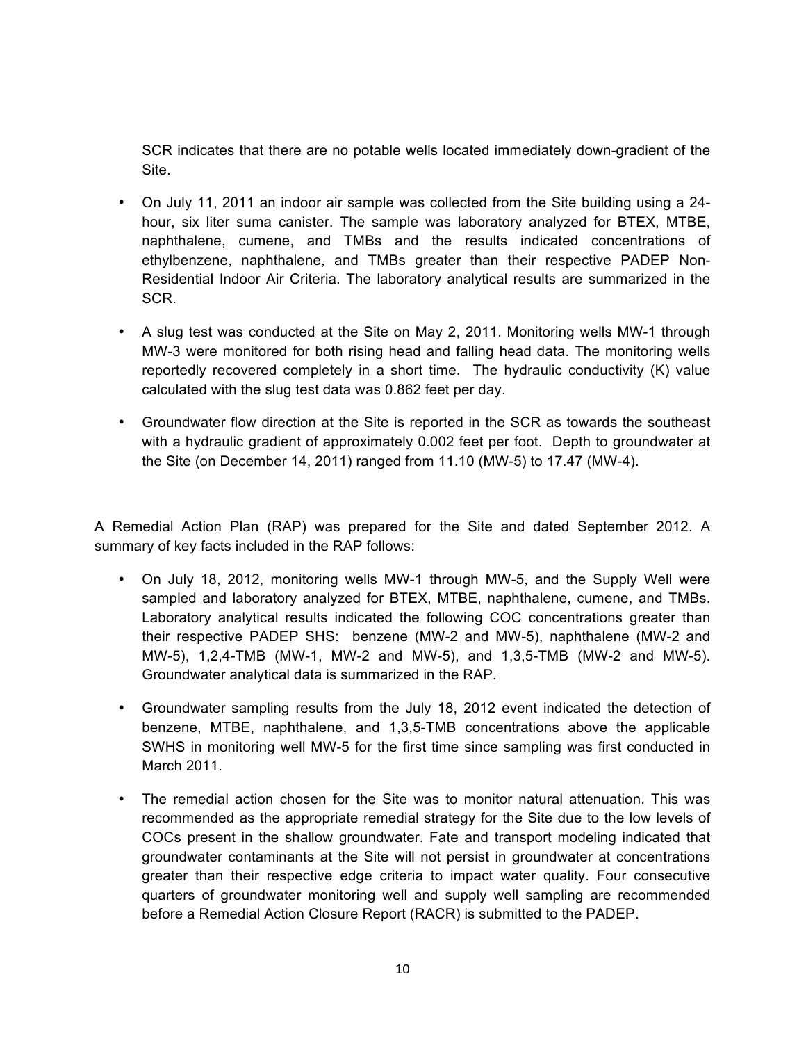SCR indicates that there are no potable wells located immediately down-gradient of the Site.

- On July 11, 2011 an indoor air sample was collected from the Site building using a 24-hour, six liter suma canister. The sample was laboratory analyzed for BTEX, MTBE, naphthalene, cumene, and TMBs and the results indicated concentrations of ethylbenzene, naphthalene, and TMBs greater than their respective PADEP Non-Residential Indoor Air Criteria. The laboratory analytical results are summarized in the SCR.

- A slug test was conducted at the Site on May 2, 2011. Monitoring wells MW-1 through MW-3 were monitored for both rising head and falling head data. The monitoring wells reportedly recovered completely in a short time. The hydraulic conductivity (K) value calculated with the slug test data was 0.862 feet per day.

- Groundwater flow direction at the Site is reported in the SCR as towards the southeast with a hydraulic gradient of approximately 0.002 feet per foot. Depth to groundwater at the Site (on December 14, 2011) ranged from 11.10 (MW-5) to 17.47 (MW-4).

A Remedial Action Plan (RAP) was prepared for the Site and dated September 2012. A summary of key facts included in the RAP follows:

- On July 18, 2012, monitoring wells MW-1 through MW-5, and the Supply Well were sampled and laboratory analyzed for BTEX, MTBE, naphthalene, cumene, and TMBs. Laboratory analytical results indicated the following COC concentrations greater than their respective PADEP SHS: benzene (MW-2 and MW-5), naphthalene (MW-2 and MW-5), 1,2,4-TMB (MW-1, MW-2 and MW-5), and 1,3,5-TMB (MW-2 and MW-5). Groundwater analytical data is summarized in the RAP.

- Groundwater sampling results from the July 18, 2012 event indicated the detection of benzene, MTBE, naphthalene, and 1,3,5-TMB concentrations above the applicable SWHS in monitoring well MW-5 for the first time since sampling was first conducted in March 2011.

- The remedial action chosen for the Site was to monitor natural attenuation. This was recommended as the appropriate remedial strategy for the Site due to the low levels of COCs present in the shallow groundwater. Fate and transport modeling indicated that groundwater contaminants at the Site will not persist in groundwater at concentrations greater than their respective edge criteria to impact water quality. Four consecutive quarters of groundwater monitoring well and supply well sampling are recommended before a Remedial Action Closure Report (RACR) is submitted to the PADEP.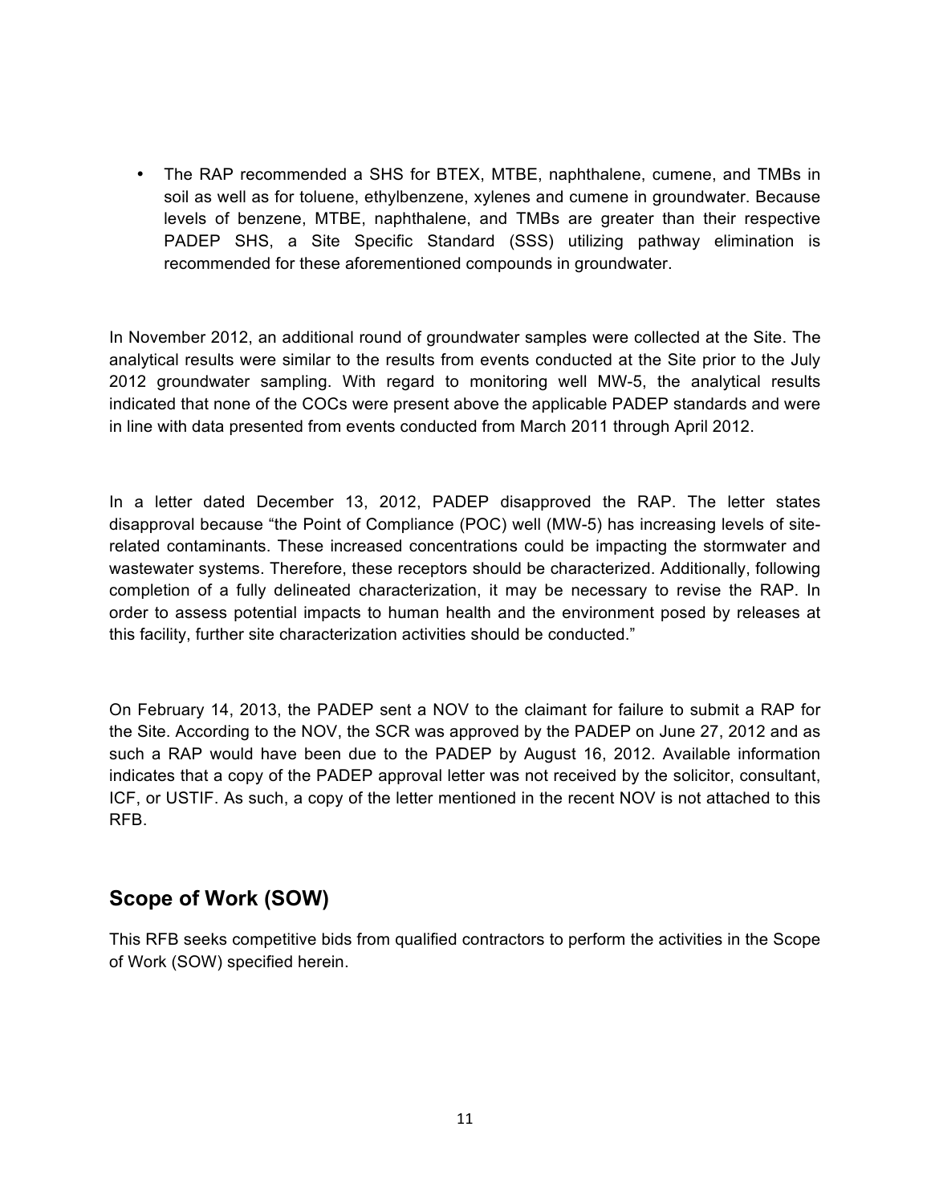- The RAP recommended a SHS for BTEX, MTBE, naphthalene, cumene, and TMBs in soil as well as for toluene, ethylbenzene, xylenes and cumene in groundwater. Because levels of benzene, MTBE, naphthalene, and TMBs are greater than their respective PADEP SHS, a Site Specific Standard (SSS) utilizing pathway elimination is recommended for these aforementioned compounds in groundwater.

In November 2012, an additional round of groundwater samples were collected at the Site. The analytical results were similar to the results from events conducted at the Site prior to the July 2012 groundwater sampling. With regard to monitoring well MW-5, the analytical results indicated that none of the COCs were present above the applicable PADEP standards and were in line with data presented from events conducted from March 2011 through April 2012.

In a letter dated December 13, 2012, PADEP disapproved the RAP. The letter states disapproval because "the Point of Compliance (POC) well (MW-5) has increasing levels of site-related contaminants. These increased concentrations could be impacting the stormwater and wastewater systems. Therefore, these receptors should be characterized. Additionally, following completion of a fully delineated characterization, it may be necessary to revise the RAP. In order to assess potential impacts to human health and the environment posed by releases at this facility, further site characterization activities should be conducted."

On February 14, 2013, the PADEP sent a NOV to the claimant for failure to submit a RAP for the Site. According to the NOV, the SCR was approved by the PADEP on June 27, 2012 and as such a RAP would have been due to the PADEP by August 16, 2012. Available information indicates that a copy of the PADEP approval letter was not received by the solicitor, consultant, ICF, or USTIF. As such, a copy of the letter mentioned in the recent NOV is not attached to this RFB.

## Scope of Work (SOW)

This RFB seeks competitive bids from qualified contractors to perform the activities in the Scope of Work (SOW) specified herein.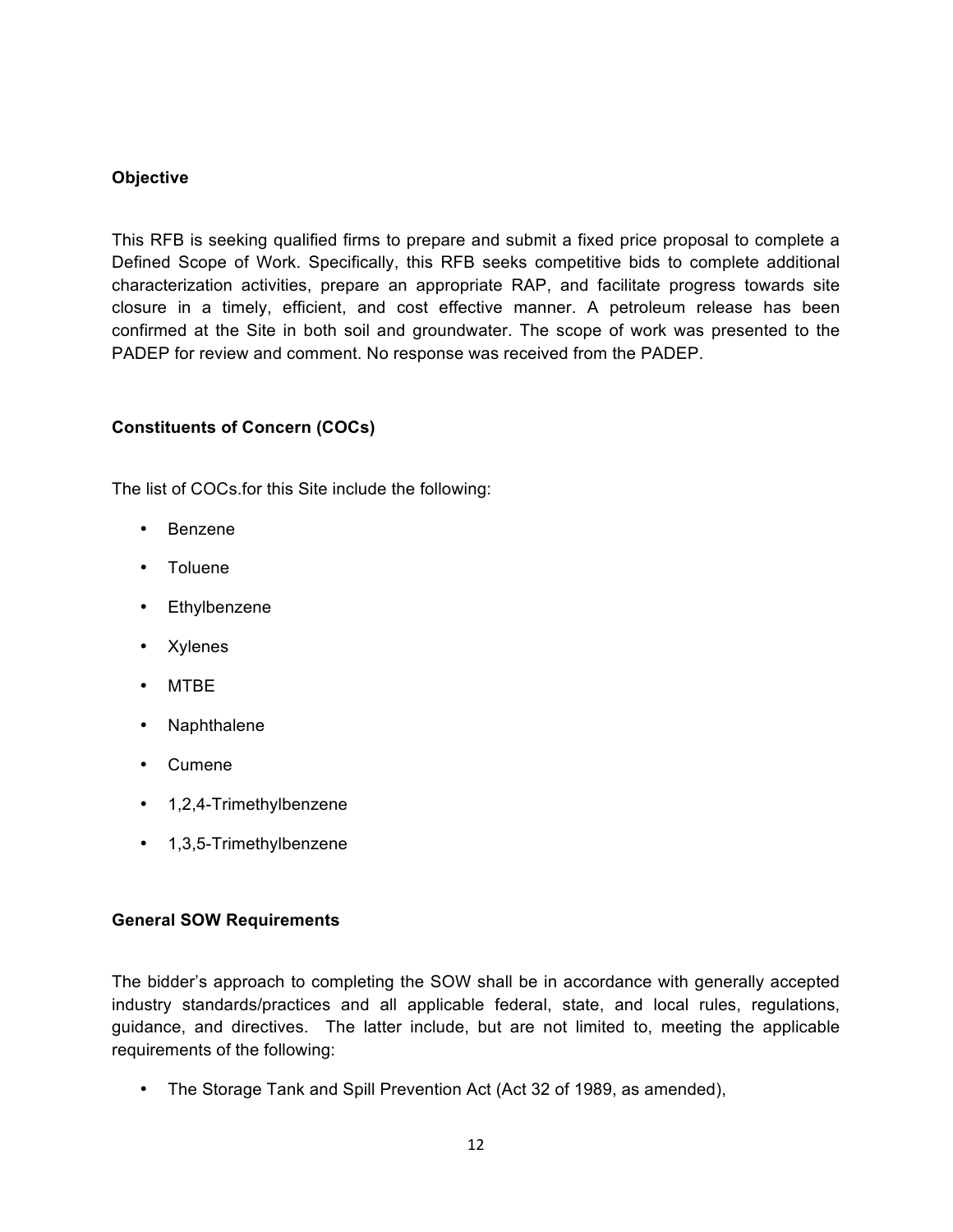**Objective**

This RFB is seeking qualified firms to prepare and submit a fixed price proposal to complete a Defined Scope of Work. Specifically, this RFB seeks competitive bids to complete additional characterization activities, prepare an appropriate RAP, and facilitate progress towards site closure in a timely, efficient, and cost effective manner. A petroleum release has been confirmed at the Site in both soil and groundwater. The scope of work was presented to the PADEP for review and comment. No response was received from the PADEP.

**Constituents of Concern (COCs)**

The list of COCs.for this Site include the following:

- Benzene
- Toluene
- Ethylbenzene
- Xylenes
- MTBE
- Naphthalene
- Cumene
- 1,2,4-Trimethylbenzene
- 1,3,5-Trimethylbenzene

**General SOW Requirements**

The bidder's approach to completing the SOW shall be in accordance with generally accepted industry standards/practices and all applicable federal, state, and local rules, regulations, guidance, and directives. The latter include, but are not limited to, meeting the applicable requirements of the following:

- The Storage Tank and Spill Prevention Act (Act 32 of 1989, as amended),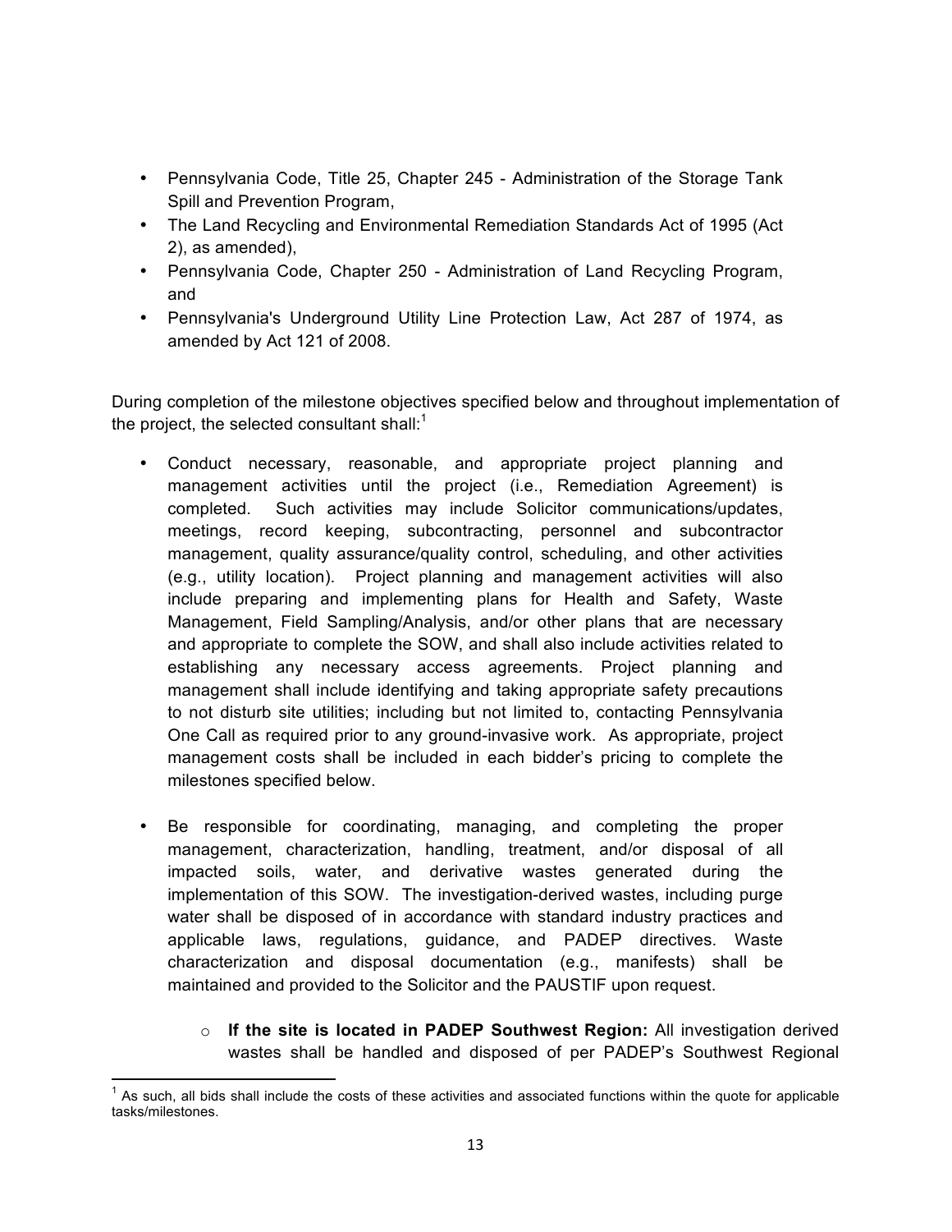- Pennsylvania Code, Title 25, Chapter 245 - Administration of the Storage Tank Spill and Prevention Program,
- The Land Recycling and Environmental Remediation Standards Act of 1995 (Act 2), as amended),
- Pennsylvania Code, Chapter 250 - Administration of Land Recycling Program, and
- Pennsylvania's Underground Utility Line Protection Law, Act 287 of 1974, as amended by Act 121 of 2008.

During completion of the milestone objectives specified below and throughout implementation of the project, the selected consultant shall:[1]

- Conduct necessary, reasonable, and appropriate project planning and management activities until the project (i.e., Remediation Agreement) is completed. Such activities may include Solicitor communications/updates, meetings, record keeping, subcontracting, personnel and subcontractor management, quality assurance/quality control, scheduling, and other activities (e.g., utility location). Project planning and management activities will also include preparing and implementing plans for Health and Safety, Waste Management, Field Sampling/Analysis, and/or other plans that are necessary and appropriate to complete the SOW, and shall also include activities related to establishing any necessary access agreements. Project planning and management shall include identifying and taking appropriate safety precautions to not disturb site utilities; including but not limited to, contacting Pennsylvania One Call as required prior to any ground-invasive work. As appropriate, project management costs shall be included in each bidder's pricing to complete the milestones specified below.

- Be responsible for coordinating, managing, and completing the proper management, characterization, handling, treatment, and/or disposal of all impacted soils, water, and derivative wastes generated during the implementation of this SOW. The investigation-derived wastes, including purge water shall be disposed of in accordance with standard industry practices and applicable laws, regulations, guidance, and PADEP directives. Waste characterization and disposal documentation (e.g., manifests) shall be maintained and provided to the Solicitor and the PAUSTIF upon request.

  - **If the site is located in PADEP Southwest Region:** All investigation derived wastes shall be handled and disposed of per PADEP's Southwest Regional

[1] As such, all bids shall include the costs of these activities and associated functions within the quote for applicable tasks/milestones.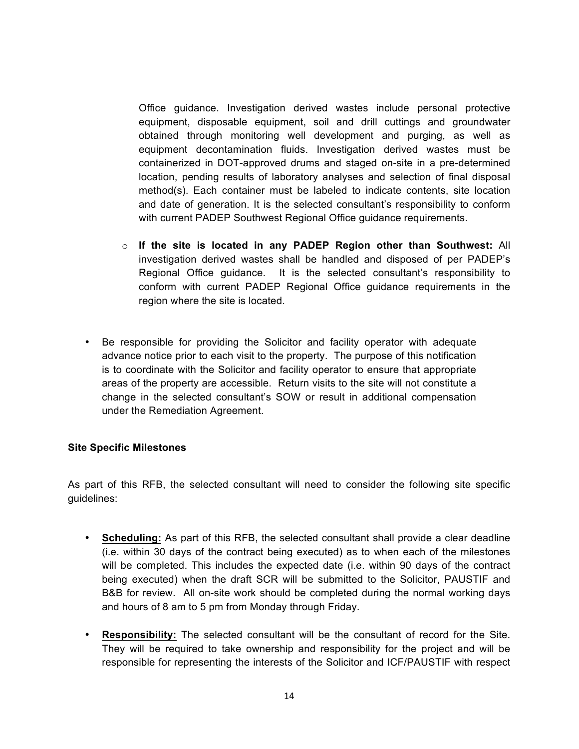Office guidance. Investigation derived wastes include personal protective equipment, disposable equipment, soil and drill cuttings and groundwater obtained through monitoring well development and purging, as well as equipment decontamination fluids. Investigation derived wastes must be containerized in DOT-approved drums and staged on-site in a pre-determined location, pending results of laboratory analyses and selection of final disposal method(s). Each container must be labeled to indicate contents, site location and date of generation. It is the selected consultant's responsibility to conform with current PADEP Southwest Regional Office guidance requirements.

- **If the site is located in any PADEP Region other than Southwest:** All investigation derived wastes shall be handled and disposed of per PADEP's Regional Office guidance. It is the selected consultant's responsibility to conform with current PADEP Regional Office guidance requirements in the region where the site is located.

- Be responsible for providing the Solicitor and facility operator with adequate advance notice prior to each visit to the property. The purpose of this notification is to coordinate with the Solicitor and facility operator to ensure that appropriate areas of the property are accessible. Return visits to the site will not constitute a change in the selected consultant's SOW or result in additional compensation under the Remediation Agreement.

**Site Specific Milestones**

As part of this RFB, the selected consultant will need to consider the following site specific guidelines:

- **Scheduling:** As part of this RFB, the selected consultant shall provide a clear deadline (i.e. within 30 days of the contract being executed) as to when each of the milestones will be completed. This includes the expected date (i.e. within 90 days of the contract being executed) when the draft SCR will be submitted to the Solicitor, PAUSTIF and B&B for review. All on-site work should be completed during the normal working days and hours of 8 am to 5 pm from Monday through Friday.

- **Responsibility:** The selected consultant will be the consultant of record for the Site. They will be required to take ownership and responsibility for the project and will be responsible for representing the interests of the Solicitor and ICF/PAUSTIF with respect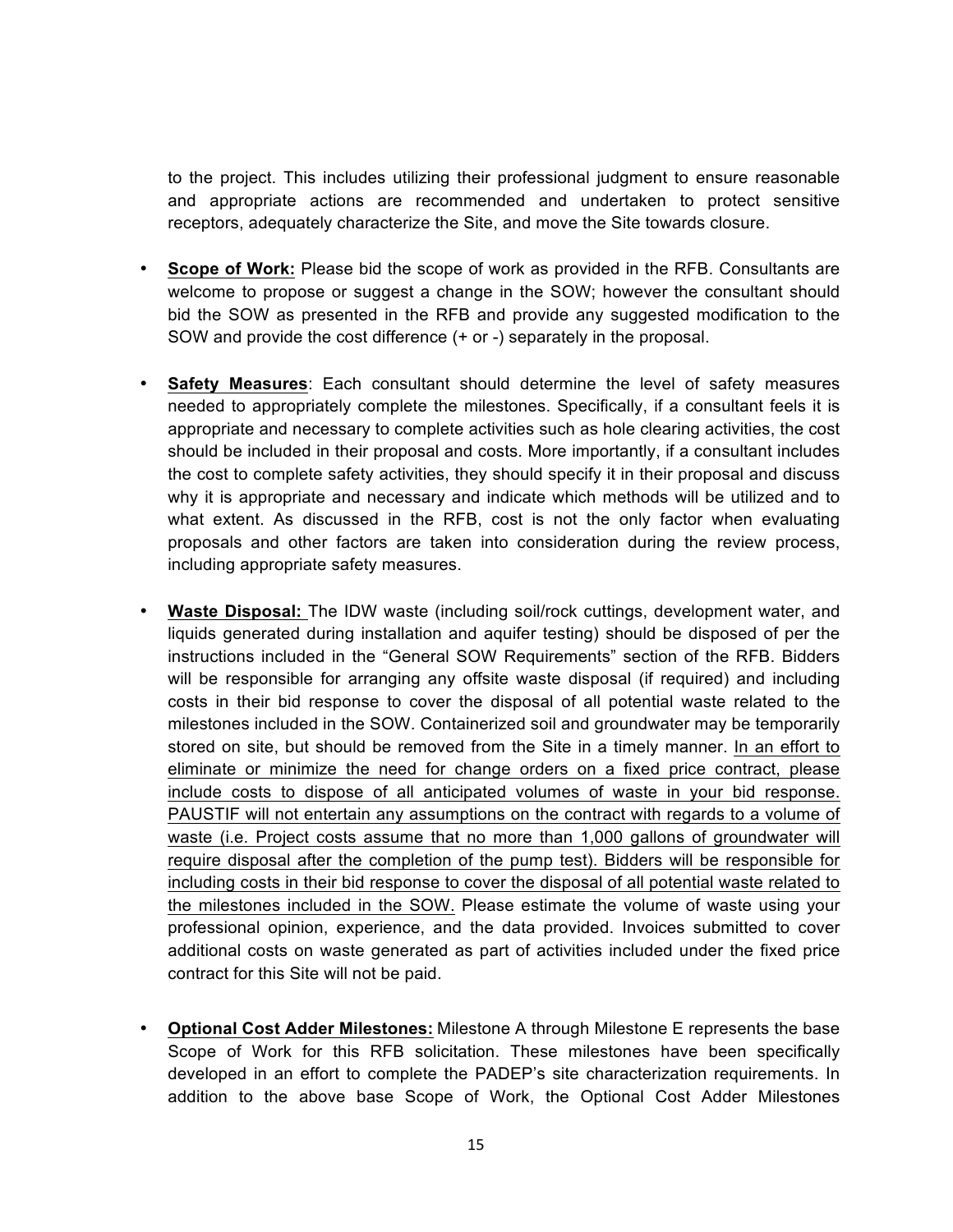to the project. This includes utilizing their professional judgment to ensure reasonable and appropriate actions are recommended and undertaken to protect sensitive receptors, adequately characterize the Site, and move the Site towards closure.

- **<u>Scope of Work:</u>** Please bid the scope of work as provided in the RFB. Consultants are welcome to propose or suggest a change in the SOW; however the consultant should bid the SOW as presented in the RFB and provide any suggested modification to the SOW and provide the cost difference (+ or -) separately in the proposal.

- **<u>Safety Measures</u>**: Each consultant should determine the level of safety measures needed to appropriately complete the milestones. Specifically, if a consultant feels it is appropriate and necessary to complete activities such as hole clearing activities, the cost should be included in their proposal and costs. More importantly, if a consultant includes the cost to complete safety activities, they should specify it in their proposal and discuss why it is appropriate and necessary and indicate which methods will be utilized and to what extent. As discussed in the RFB, cost is not the only factor when evaluating proposals and other factors are taken into consideration during the review process, including appropriate safety measures.

- **<u>Waste Disposal:</u>** The IDW waste (including soil/rock cuttings, development water, and liquids generated during installation and aquifer testing) should be disposed of per the instructions included in the "General SOW Requirements" section of the RFB. Bidders will be responsible for arranging any offsite waste disposal (if required) and including costs in their bid response to cover the disposal of all potential waste related to the milestones included in the SOW. Containerized soil and groundwater may be temporarily stored on site, but should be removed from the Site in a timely manner. <u>In an effort to eliminate or minimize the need for change orders on a fixed price contract, please include costs to dispose of all anticipated volumes of waste in your bid response. PAUSTIF will not entertain any assumptions on the contract with regards to a volume of waste (i.e. Project costs assume that no more than 1,000 gallons of groundwater will require disposal after the completion of the pump test). Bidders will be responsible for including costs in their bid response to cover the disposal of all potential waste related to the milestones included in the SOW.</u> Please estimate the volume of waste using your professional opinion, experience, and the data provided. Invoices submitted to cover additional costs on waste generated as part of activities included under the fixed price contract for this Site will not be paid.

- **<u>Optional Cost Adder Milestones:</u>** Milestone A through Milestone E represents the base Scope of Work for this RFB solicitation. These milestones have been specifically developed in an effort to complete the PADEP's site characterization requirements. In addition to the above base Scope of Work, the Optional Cost Adder Milestones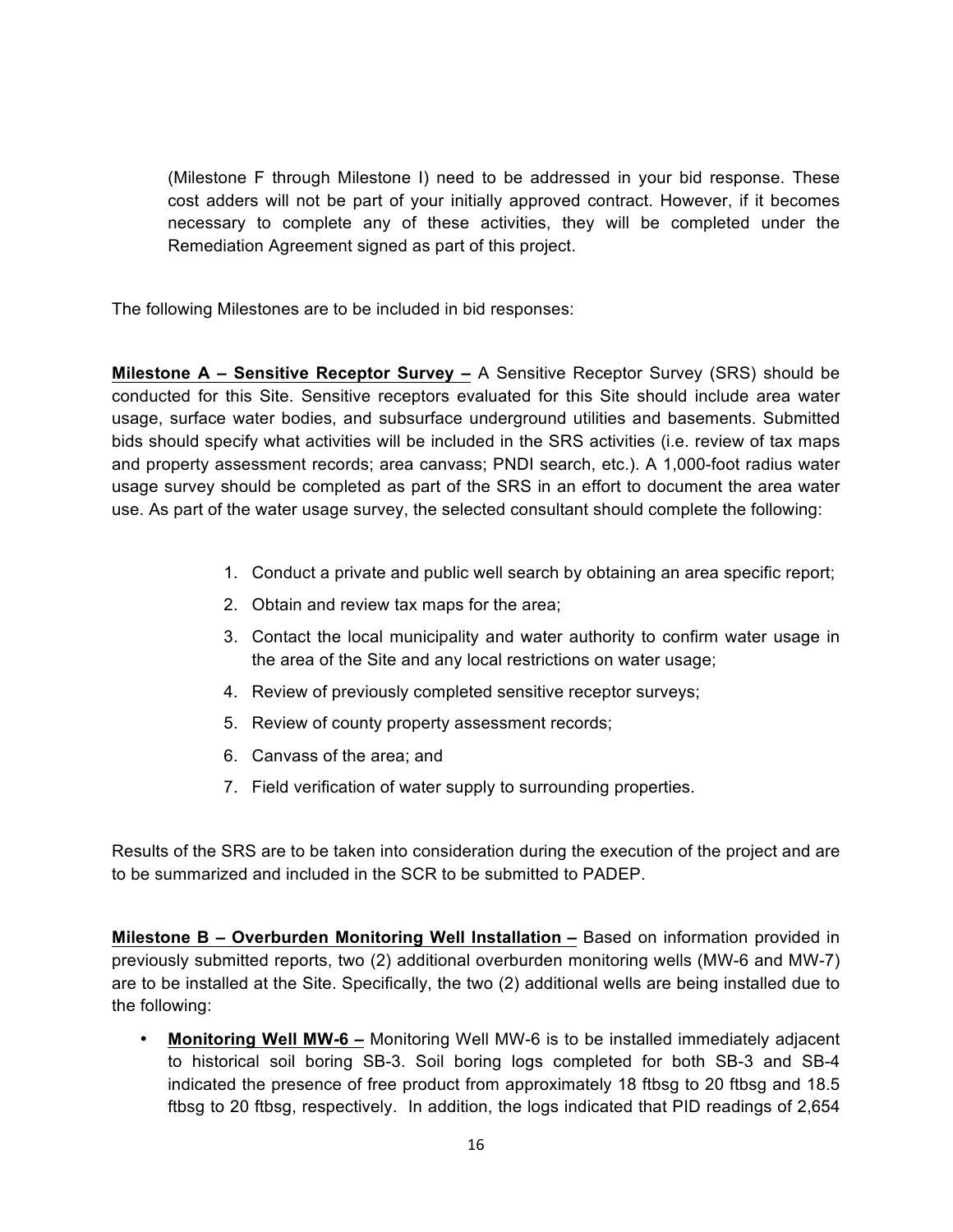(Milestone F through Milestone I) need to be addressed in your bid response. These cost adders will not be part of your initially approved contract. However, if it becomes necessary to complete any of these activities, they will be completed under the Remediation Agreement signed as part of this project.

The following Milestones are to be included in bid responses:

**Milestone A – Sensitive Receptor Survey –** A Sensitive Receptor Survey (SRS) should be conducted for this Site. Sensitive receptors evaluated for this Site should include area water usage, surface water bodies, and subsurface underground utilities and basements. Submitted bids should specify what activities will be included in the SRS activities (i.e. review of tax maps and property assessment records; area canvass; PNDI search, etc.). A 1,000-foot radius water usage survey should be completed as part of the SRS in an effort to document the area water use. As part of the water usage survey, the selected consultant should complete the following:

1. Conduct a private and public well search by obtaining an area specific report;
2. Obtain and review tax maps for the area;
3. Contact the local municipality and water authority to confirm water usage in the area of the Site and any local restrictions on water usage;
4. Review of previously completed sensitive receptor surveys;
5. Review of county property assessment records;
6. Canvass of the area; and
7. Field verification of water supply to surrounding properties.

Results of the SRS are to be taken into consideration during the execution of the project and are to be summarized and included in the SCR to be submitted to PADEP.

**Milestone B – Overburden Monitoring Well Installation –** Based on information provided in previously submitted reports, two (2) additional overburden monitoring wells (MW-6 and MW-7) are to be installed at the Site. Specifically, the two (2) additional wells are being installed due to the following:

- **Monitoring Well MW-6 –** Monitoring Well MW-6 is to be installed immediately adjacent to historical soil boring SB-3. Soil boring logs completed for both SB-3 and SB-4 indicated the presence of free product from approximately 18 ftbsg to 20 ftbsg and 18.5 ftbsg to 20 ftbsg, respectively. In addition, the logs indicated that PID readings of 2,654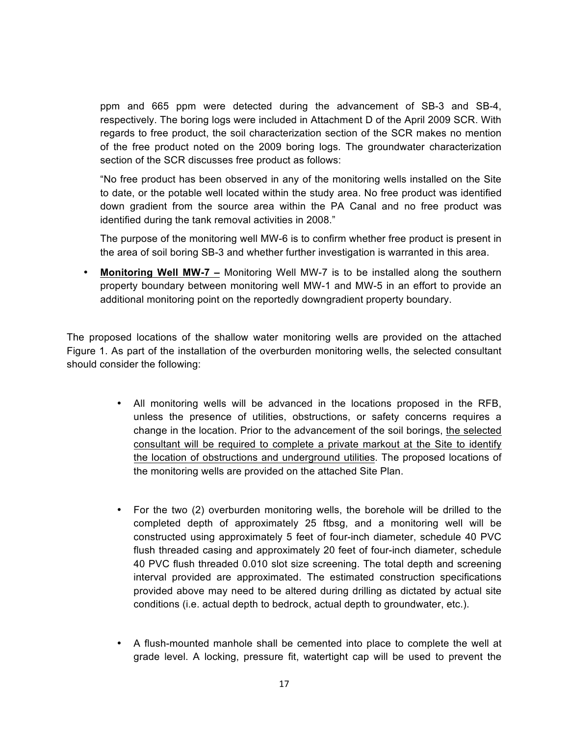ppm and 665 ppm were detected during the advancement of SB-3 and SB-4, respectively. The boring logs were included in Attachment D of the April 2009 SCR. With regards to free product, the soil characterization section of the SCR makes no mention of the free product noted on the 2009 boring logs. The groundwater characterization section of the SCR discusses free product as follows:

"No free product has been observed in any of the monitoring wells installed on the Site to date, or the potable well located within the study area. No free product was identified down gradient from the source area within the PA Canal and no free product was identified during the tank removal activities in 2008."

The purpose of the monitoring well MW-6 is to confirm whether free product is present in the area of soil boring SB-3 and whether further investigation is warranted in this area.

- **<u>Monitoring Well MW-7</u> –** Monitoring Well MW-7 is to be installed along the southern property boundary between monitoring well MW-1 and MW-5 in an effort to provide an additional monitoring point on the reportedly downgradient property boundary.

The proposed locations of the shallow water monitoring wells are provided on the attached Figure 1. As part of the installation of the overburden monitoring wells, the selected consultant should consider the following:

- All monitoring wells will be advanced in the locations proposed in the RFB, unless the presence of utilities, obstructions, or safety concerns requires a change in the location. Prior to the advancement of the soil borings, <u>the selected consultant will be required to complete a private markout at the Site to identify the location of obstructions and underground utilities</u>. The proposed locations of the monitoring wells are provided on the attached Site Plan.

- For the two (2) overburden monitoring wells, the borehole will be drilled to the completed depth of approximately 25 ftbsg, and a monitoring well will be constructed using approximately 5 feet of four-inch diameter, schedule 40 PVC flush threaded casing and approximately 20 feet of four-inch diameter, schedule 40 PVC flush threaded 0.010 slot size screening. The total depth and screening interval provided are approximated. The estimated construction specifications provided above may need to be altered during drilling as dictated by actual site conditions (i.e. actual depth to bedrock, actual depth to groundwater, etc.).

- A flush-mounted manhole shall be cemented into place to complete the well at grade level. A locking, pressure fit, watertight cap will be used to prevent the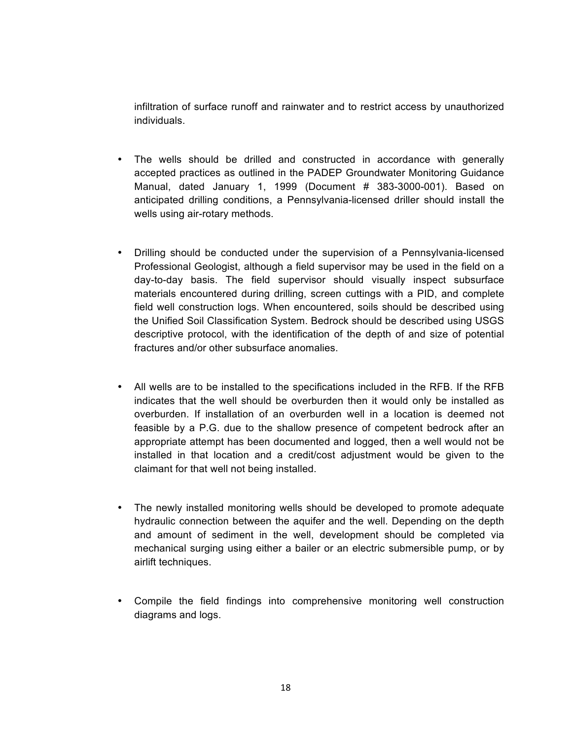infiltration of surface runoff and rainwater and to restrict access by unauthorized individuals.

- The wells should be drilled and constructed in accordance with generally accepted practices as outlined in the PADEP Groundwater Monitoring Guidance Manual, dated January 1, 1999 (Document # 383-3000-001). Based on anticipated drilling conditions, a Pennsylvania-licensed driller should install the wells using air-rotary methods.

- Drilling should be conducted under the supervision of a Pennsylvania-licensed Professional Geologist, although a field supervisor may be used in the field on a day-to-day basis. The field supervisor should visually inspect subsurface materials encountered during drilling, screen cuttings with a PID, and complete field well construction logs. When encountered, soils should be described using the Unified Soil Classification System. Bedrock should be described using USGS descriptive protocol, with the identification of the depth of and size of potential fractures and/or other subsurface anomalies.

- All wells are to be installed to the specifications included in the RFB. If the RFB indicates that the well should be overburden then it would only be installed as overburden. If installation of an overburden well in a location is deemed not feasible by a P.G. due to the shallow presence of competent bedrock after an appropriate attempt has been documented and logged, then a well would not be installed in that location and a credit/cost adjustment would be given to the claimant for that well not being installed.

- The newly installed monitoring wells should be developed to promote adequate hydraulic connection between the aquifer and the well. Depending on the depth and amount of sediment in the well, development should be completed via mechanical surging using either a bailer or an electric submersible pump, or by airlift techniques.

- Compile the field findings into comprehensive monitoring well construction diagrams and logs.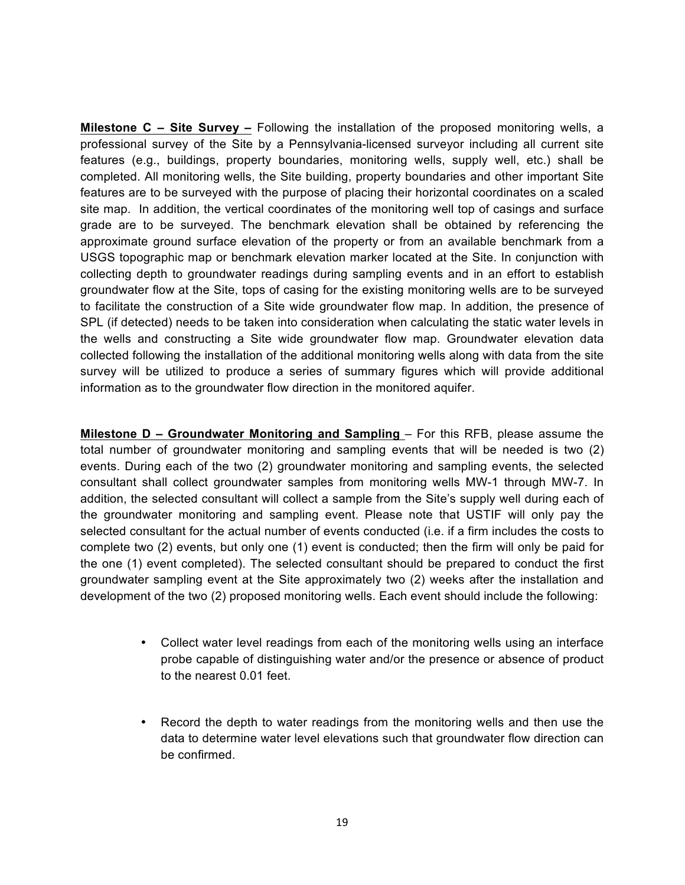**Milestone C – Site Survey –** Following the installation of the proposed monitoring wells, a professional survey of the Site by a Pennsylvania-licensed surveyor including all current site features (e.g., buildings, property boundaries, monitoring wells, supply well, etc.) shall be completed. All monitoring wells, the Site building, property boundaries and other important Site features are to be surveyed with the purpose of placing their horizontal coordinates on a scaled site map. In addition, the vertical coordinates of the monitoring well top of casings and surface grade are to be surveyed. The benchmark elevation shall be obtained by referencing the approximate ground surface elevation of the property or from an available benchmark from a USGS topographic map or benchmark elevation marker located at the Site. In conjunction with collecting depth to groundwater readings during sampling events and in an effort to establish groundwater flow at the Site, tops of casing for the existing monitoring wells are to be surveyed to facilitate the construction of a Site wide groundwater flow map. In addition, the presence of SPL (if detected) needs to be taken into consideration when calculating the static water levels in the wells and constructing a Site wide groundwater flow map. Groundwater elevation data collected following the installation of the additional monitoring wells along with data from the site survey will be utilized to produce a series of summary figures which will provide additional information as to the groundwater flow direction in the monitored aquifer.

**Milestone D – Groundwater Monitoring and Sampling** – For this RFB, please assume the total number of groundwater monitoring and sampling events that will be needed is two (2) events. During each of the two (2) groundwater monitoring and sampling events, the selected consultant shall collect groundwater samples from monitoring wells MW-1 through MW-7. In addition, the selected consultant will collect a sample from the Site's supply well during each of the groundwater monitoring and sampling event. Please note that USTIF will only pay the selected consultant for the actual number of events conducted (i.e. if a firm includes the costs to complete two (2) events, but only one (1) event is conducted; then the firm will only be paid for the one (1) event completed). The selected consultant should be prepared to conduct the first groundwater sampling event at the Site approximately two (2) weeks after the installation and development of the two (2) proposed monitoring wells. Each event should include the following:

- Collect water level readings from each of the monitoring wells using an interface probe capable of distinguishing water and/or the presence or absence of product to the nearest 0.01 feet.

- Record the depth to water readings from the monitoring wells and then use the data to determine water level elevations such that groundwater flow direction can be confirmed.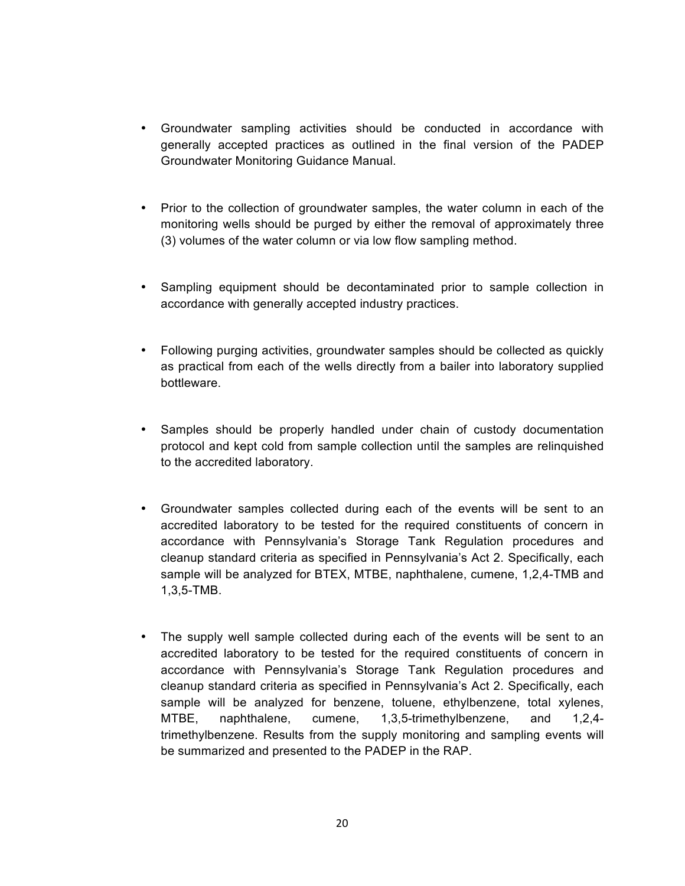- Groundwater sampling activities should be conducted in accordance with generally accepted practices as outlined in the final version of the PADEP Groundwater Monitoring Guidance Manual.

- Prior to the collection of groundwater samples, the water column in each of the monitoring wells should be purged by either the removal of approximately three (3) volumes of the water column or via low flow sampling method.

- Sampling equipment should be decontaminated prior to sample collection in accordance with generally accepted industry practices.

- Following purging activities, groundwater samples should be collected as quickly as practical from each of the wells directly from a bailer into laboratory supplied bottleware.

- Samples should be properly handled under chain of custody documentation protocol and kept cold from sample collection until the samples are relinquished to the accredited laboratory.

- Groundwater samples collected during each of the events will be sent to an accredited laboratory to be tested for the required constituents of concern in accordance with Pennsylvania's Storage Tank Regulation procedures and cleanup standard criteria as specified in Pennsylvania's Act 2. Specifically, each sample will be analyzed for BTEX, MTBE, naphthalene, cumene, 1,2,4-TMB and 1,3,5-TMB.

- The supply well sample collected during each of the events will be sent to an accredited laboratory to be tested for the required constituents of concern in accordance with Pennsylvania's Storage Tank Regulation procedures and cleanup standard criteria as specified in Pennsylvania's Act 2. Specifically, each sample will be analyzed for benzene, toluene, ethylbenzene, total xylenes, MTBE, naphthalene, cumene, 1,3,5-trimethylbenzene, and 1,2,4-trimethylbenzene. Results from the supply monitoring and sampling events will be summarized and presented to the PADEP in the RAP.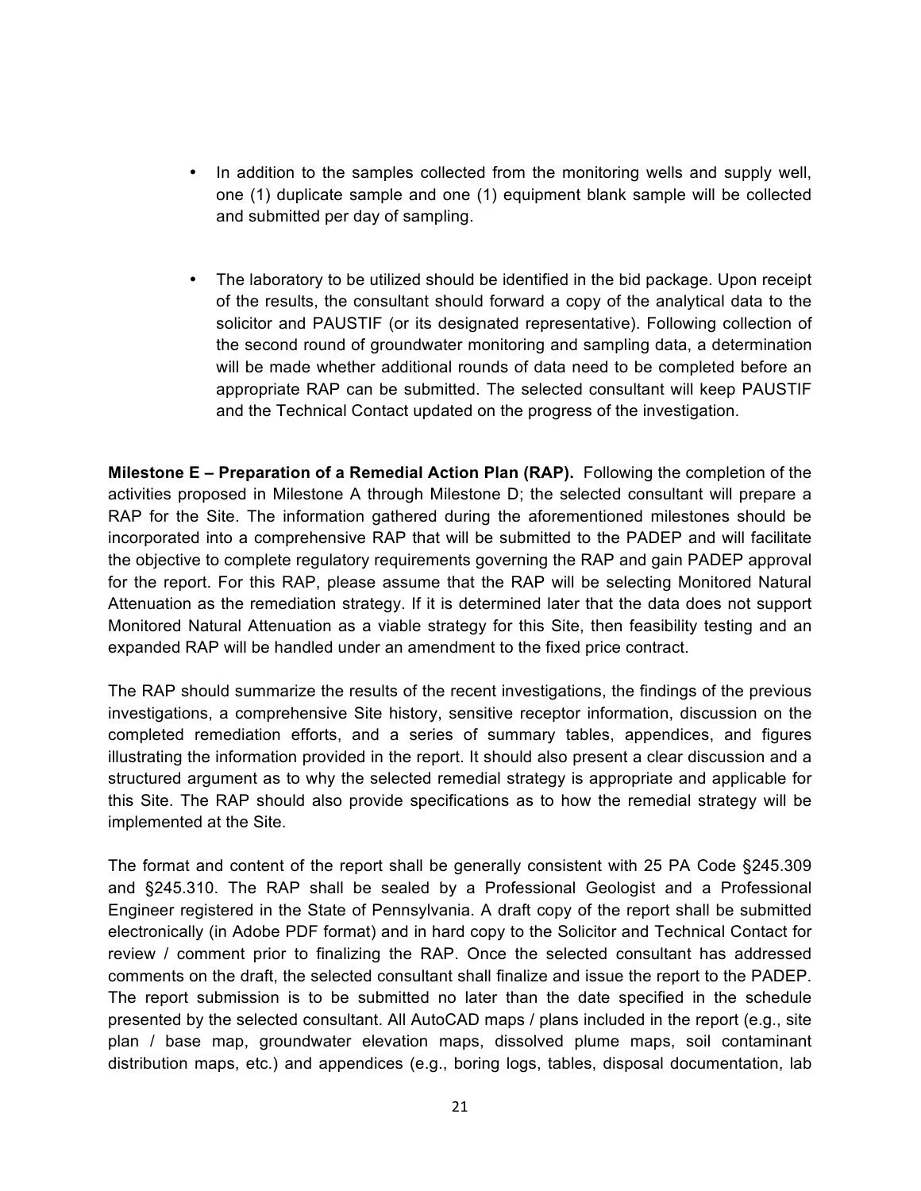- In addition to the samples collected from the monitoring wells and supply well, one (1) duplicate sample and one (1) equipment blank sample will be collected and submitted per day of sampling.

- The laboratory to be utilized should be identified in the bid package. Upon receipt of the results, the consultant should forward a copy of the analytical data to the solicitor and PAUSTIF (or its designated representative). Following collection of the second round of groundwater monitoring and sampling data, a determination will be made whether additional rounds of data need to be completed before an appropriate RAP can be submitted. The selected consultant will keep PAUSTIF and the Technical Contact updated on the progress of the investigation.

**Milestone E – Preparation of a Remedial Action Plan (RAP).** Following the completion of the activities proposed in Milestone A through Milestone D; the selected consultant will prepare a RAP for the Site. The information gathered during the aforementioned milestones should be incorporated into a comprehensive RAP that will be submitted to the PADEP and will facilitate the objective to complete regulatory requirements governing the RAP and gain PADEP approval for the report. For this RAP, please assume that the RAP will be selecting Monitored Natural Attenuation as the remediation strategy. If it is determined later that the data does not support Monitored Natural Attenuation as a viable strategy for this Site, then feasibility testing and an expanded RAP will be handled under an amendment to the fixed price contract.

The RAP should summarize the results of the recent investigations, the findings of the previous investigations, a comprehensive Site history, sensitive receptor information, discussion on the completed remediation efforts, and a series of summary tables, appendices, and figures illustrating the information provided in the report. It should also present a clear discussion and a structured argument as to why the selected remedial strategy is appropriate and applicable for this Site. The RAP should also provide specifications as to how the remedial strategy will be implemented at the Site.

The format and content of the report shall be generally consistent with 25 PA Code §245.309 and §245.310. The RAP shall be sealed by a Professional Geologist and a Professional Engineer registered in the State of Pennsylvania. A draft copy of the report shall be submitted electronically (in Adobe PDF format) and in hard copy to the Solicitor and Technical Contact for review / comment prior to finalizing the RAP. Once the selected consultant has addressed comments on the draft, the selected consultant shall finalize and issue the report to the PADEP. The report submission is to be submitted no later than the date specified in the schedule presented by the selected consultant. All AutoCAD maps / plans included in the report (e.g., site plan / base map, groundwater elevation maps, dissolved plume maps, soil contaminant distribution maps, etc.) and appendices (e.g., boring logs, tables, disposal documentation, lab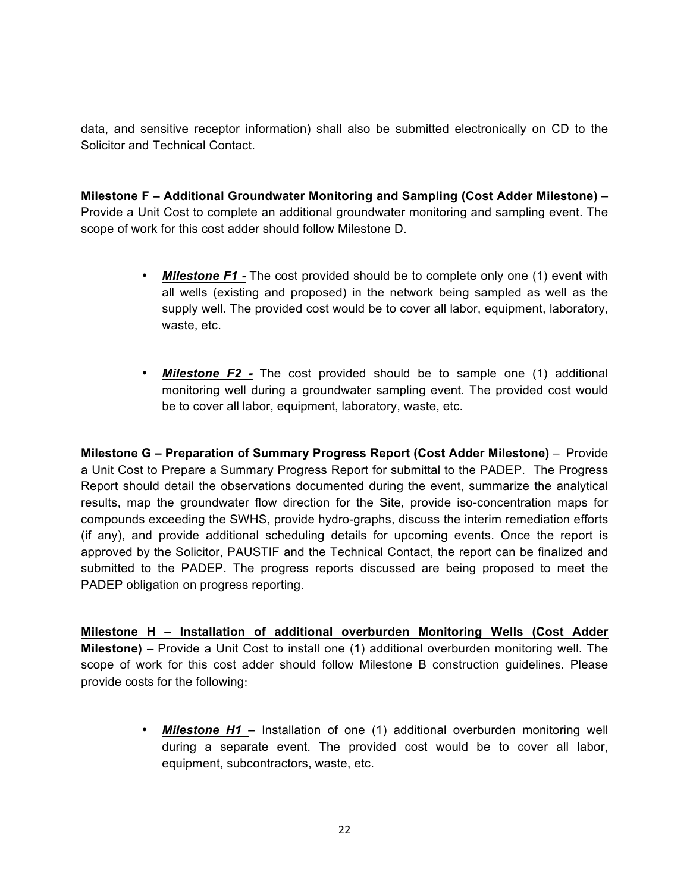data, and sensitive receptor information) shall also be submitted electronically on CD to the Solicitor and Technical Contact.

**Milestone F – Additional Groundwater Monitoring and Sampling (Cost Adder Milestone)** – Provide a Unit Cost to complete an additional groundwater monitoring and sampling event. The scope of work for this cost adder should follow Milestone D.

- ***Milestone F1 -*** The cost provided should be to complete only one (1) event with all wells (existing and proposed) in the network being sampled as well as the supply well. The provided cost would be to cover all labor, equipment, laboratory, waste, etc.

- ***Milestone F2 -*** The cost provided should be to sample one (1) additional monitoring well during a groundwater sampling event. The provided cost would be to cover all labor, equipment, laboratory, waste, etc.

**Milestone G – Preparation of Summary Progress Report (Cost Adder Milestone)** – Provide a Unit Cost to Prepare a Summary Progress Report for submittal to the PADEP. The Progress Report should detail the observations documented during the event, summarize the analytical results, map the groundwater flow direction for the Site, provide iso-concentration maps for compounds exceeding the SWHS, provide hydro-graphs, discuss the interim remediation efforts (if any), and provide additional scheduling details for upcoming events. Once the report is approved by the Solicitor, PAUSTIF and the Technical Contact, the report can be finalized and submitted to the PADEP. The progress reports discussed are being proposed to meet the PADEP obligation on progress reporting.

**Milestone H – Installation of additional overburden Monitoring Wells (Cost Adder Milestone)** – Provide a Unit Cost to install one (1) additional overburden monitoring well. The scope of work for this cost adder should follow Milestone B construction guidelines. Please provide costs for the following:

- ***Milestone H1*** – Installation of one (1) additional overburden monitoring well during a separate event. The provided cost would be to cover all labor, equipment, subcontractors, waste, etc.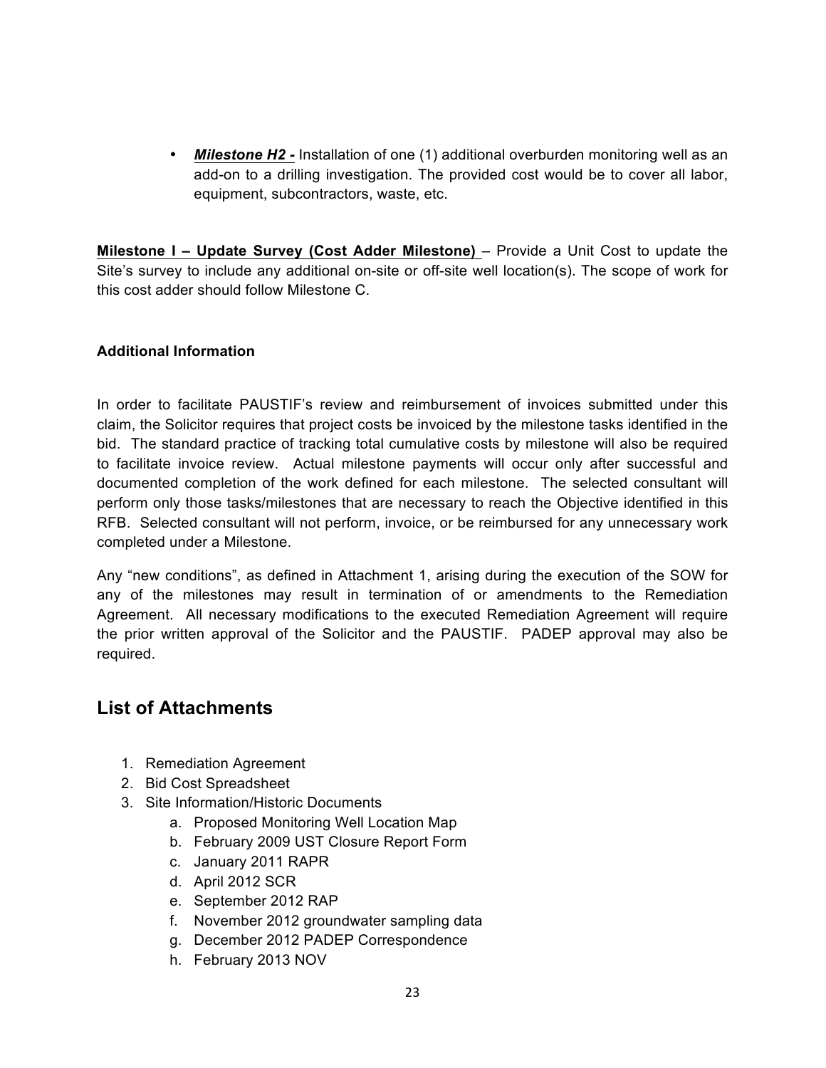- ***Milestone H2 -*** Installation of one (1) additional overburden monitoring well as an add-on to a drilling investigation. The provided cost would be to cover all labor, equipment, subcontractors, waste, etc.

**Milestone I – Update Survey (Cost Adder Milestone)** – Provide a Unit Cost to update the Site's survey to include any additional on-site or off-site well location(s). The scope of work for this cost adder should follow Milestone C.

#### Additional Information

In order to facilitate PAUSTIF's review and reimbursement of invoices submitted under this claim, the Solicitor requires that project costs be invoiced by the milestone tasks identified in the bid. The standard practice of tracking total cumulative costs by milestone will also be required to facilitate invoice review. Actual milestone payments will occur only after successful and documented completion of the work defined for each milestone. The selected consultant will perform only those tasks/milestones that are necessary to reach the Objective identified in this RFB. Selected consultant will not perform, invoice, or be reimbursed for any unnecessary work completed under a Milestone.

Any "new conditions", as defined in Attachment 1, arising during the execution of the SOW for any of the milestones may result in termination of or amendments to the Remediation Agreement. All necessary modifications to the executed Remediation Agreement will require the prior written approval of the Solicitor and the PAUSTIF. PADEP approval may also be required.

## List of Attachments

1. Remediation Agreement
2. Bid Cost Spreadsheet
3. Site Information/Historic Documents
   a. Proposed Monitoring Well Location Map
   b. February 2009 UST Closure Report Form
   c. January 2011 RAPR
   d. April 2012 SCR
   e. September 2012 RAP
   f. November 2012 groundwater sampling data
   g. December 2012 PADEP Correspondence
   h. February 2013 NOV